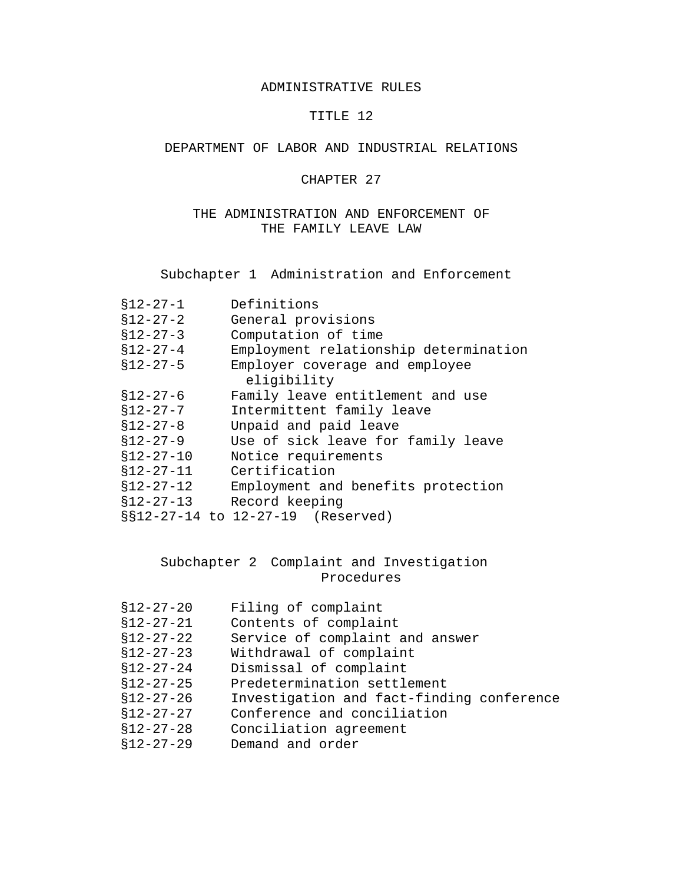# ADMINISTRATIVE RULES

# TITLE 12

# DEPARTMENT OF LABOR AND INDUSTRIAL RELATIONS

## CHAPTER 27

## THE ADMINISTRATION AND ENFORCEMENT OF THE FAMILY LEAVE LAW

### Subchapter 1 Administration and Enforcement

§12-27-1 Definitions
§12-27-2 General provisions
§12-27-3 Computation of time
§12-27-4 Employment relationship determination
§12-27-5 Employer coverage and employee eligibility
§12-27-6 Family leave entitlement and use
§12-27-7 Intermittent family leave
§12-27-8 Unpaid and paid leave
§12-27-9 Use of sick leave for family leave
§12-27-10 Notice requirements
§12-27-11 Certification
§12-27-12 Employment and benefits protection
§12-27-13 Record keeping
§§12-27-14 to 12-27-19 (Reserved)

### Subchapter 2 Complaint and Investigation Procedures

§12-27-20 Filing of complaint
§12-27-21 Contents of complaint
§12-27-22 Service of complaint and answer
§12-27-23 Withdrawal of complaint
§12-27-24 Dismissal of complaint
§12-27-25 Predetermination settlement
§12-27-26 Investigation and fact-finding conference
§12-27-27 Conference and conciliation
§12-27-28 Conciliation agreement
§12-27-29 Demand and order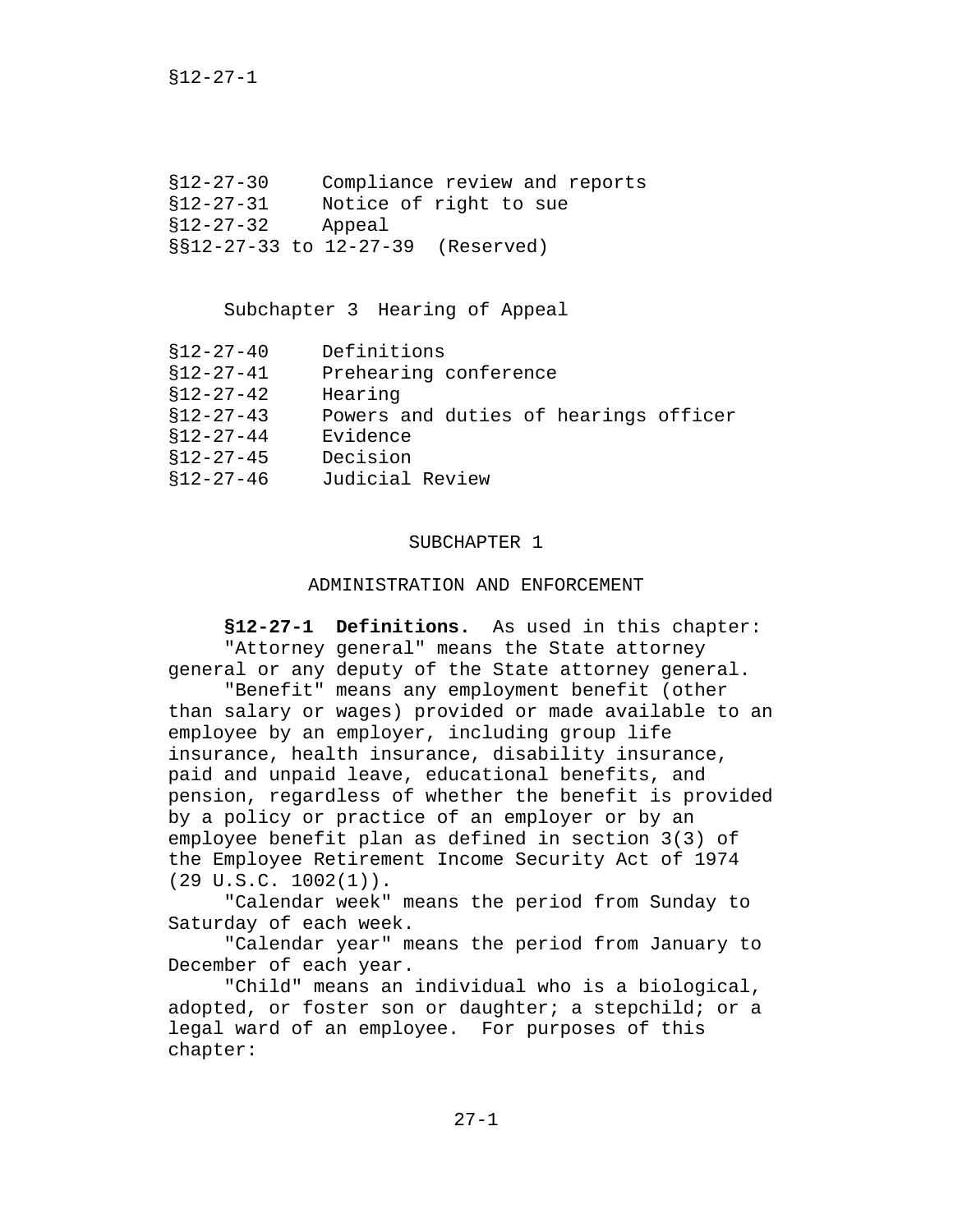§12-27-30 Compliance review and reports
§12-27-31 Notice of right to sue
§12-27-32 Appeal
§§12-27-33 to 12-27-39 (Reserved)

Subchapter 3 Hearing of Appeal

§12-27-40 Definitions
§12-27-41 Prehearing conference
§12-27-42 Hearing
§12-27-43 Powers and duties of hearings officer
§12-27-44 Evidence
§12-27-45 Decision
§12-27-46 Judicial Review

## SUBCHAPTER 1

## ADMINISTRATION AND ENFORCEMENT

**§12-27-1 Definitions.** As used in this chapter:

"Attorney general" means the State attorney general or any deputy of the State attorney general.

"Benefit" means any employment benefit (other than salary or wages) provided or made available to an employee by an employer, including group life insurance, health insurance, disability insurance, paid and unpaid leave, educational benefits, and pension, regardless of whether the benefit is provided by a policy or practice of an employer or by an employee benefit plan as defined in section 3(3) of the Employee Retirement Income Security Act of 1974 (29 U.S.C. 1002(1)).

"Calendar week" means the period from Sunday to Saturday of each week.

"Calendar year" means the period from January to December of each year.

"Child" means an individual who is a biological, adopted, or foster son or daughter; a stepchild; or a legal ward of an employee. For purposes of this chapter: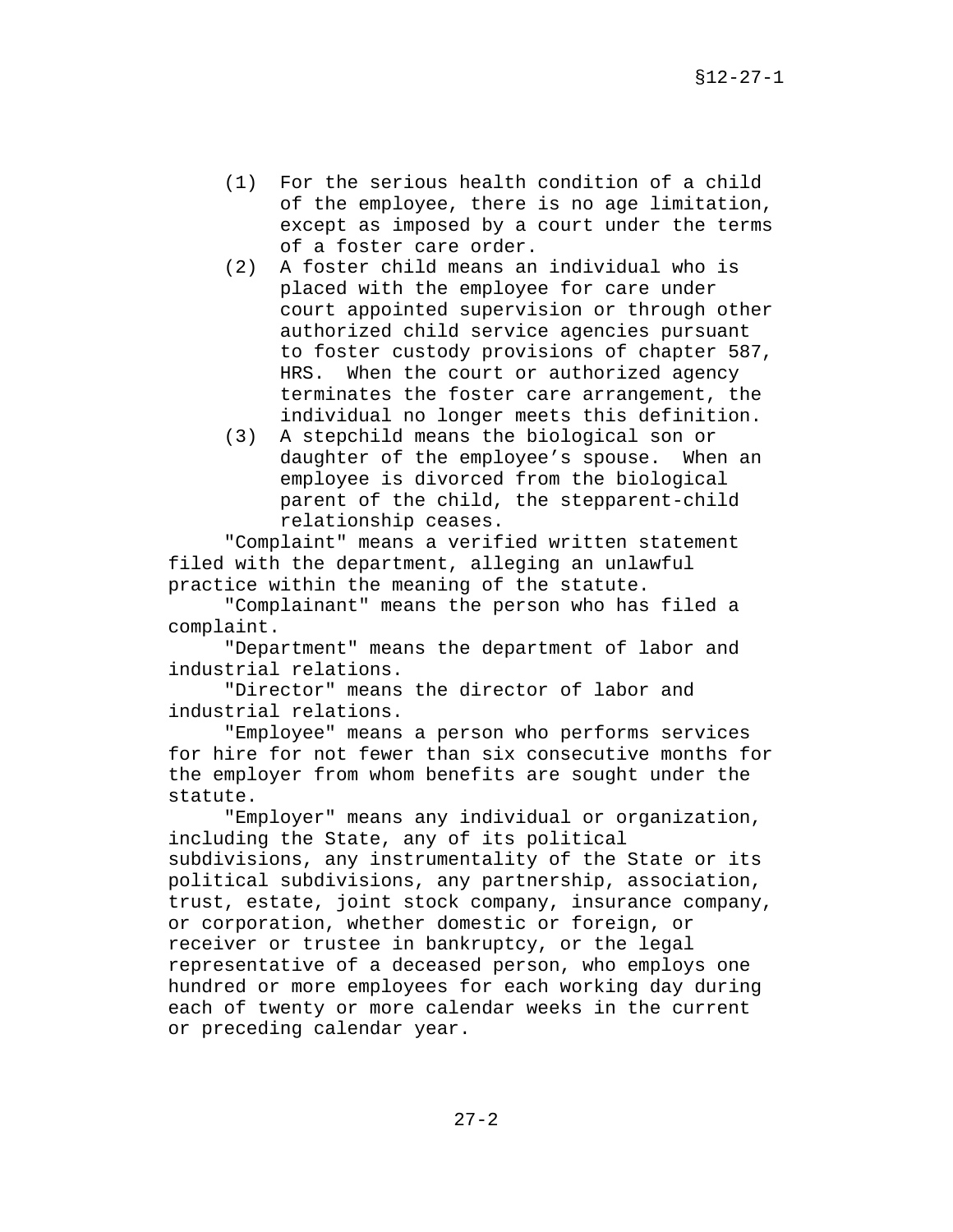(1) For the serious health condition of a child of the employee, there is no age limitation, except as imposed by a court under the terms of a foster care order.

(2) A foster child means an individual who is placed with the employee for care under court appointed supervision or through other authorized child service agencies pursuant to foster custody provisions of chapter 587, HRS. When the court or authorized agency terminates the foster care arrangement, the individual no longer meets this definition.

(3) A stepchild means the biological son or daughter of the employee's spouse. When an employee is divorced from the biological parent of the child, the stepparent-child relationship ceases.

"Complaint" means a verified written statement filed with the department, alleging an unlawful practice within the meaning of the statute.

"Complainant" means the person who has filed a complaint.

"Department" means the department of labor and industrial relations.

"Director" means the director of labor and industrial relations.

"Employee" means a person who performs services for hire for not fewer than six consecutive months for the employer from whom benefits are sought under the statute.

"Employer" means any individual or organization, including the State, any of its political subdivisions, any instrumentality of the State or its political subdivisions, any partnership, association, trust, estate, joint stock company, insurance company, or corporation, whether domestic or foreign, or receiver or trustee in bankruptcy, or the legal representative of a deceased person, who employs one hundred or more employees for each working day during each of twenty or more calendar weeks in the current or preceding calendar year.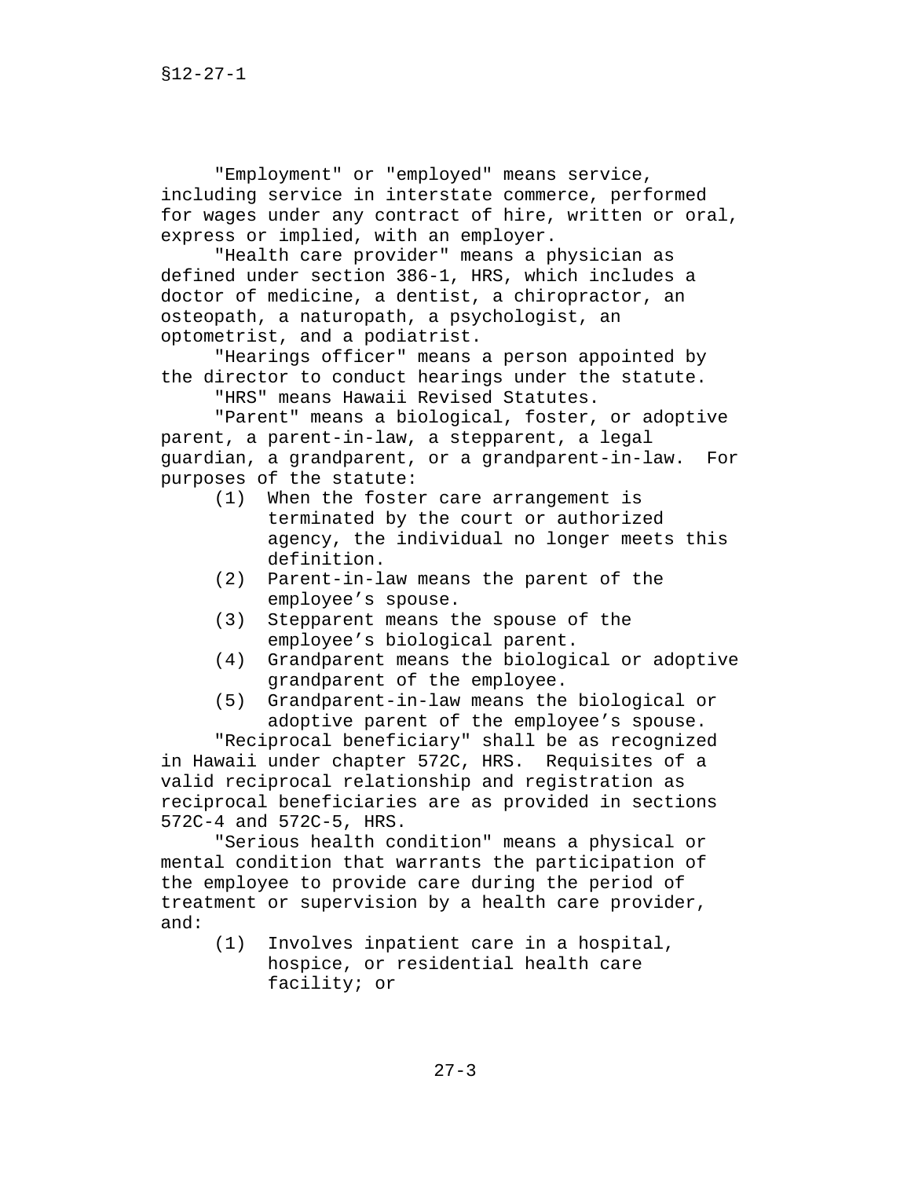"Employment" or "employed" means service, including service in interstate commerce, performed for wages under any contract of hire, written or oral, express or implied, with an employer.

"Health care provider" means a physician as defined under section 386-1, HRS, which includes a doctor of medicine, a dentist, a chiropractor, an osteopath, a naturopath, a psychologist, an optometrist, and a podiatrist.

"Hearings officer" means a person appointed by the director to conduct hearings under the statute.

"HRS" means Hawaii Revised Statutes.

"Parent" means a biological, foster, or adoptive parent, a parent-in-law, a stepparent, a legal guardian, a grandparent, or a grandparent-in-law. For purposes of the statute:

(1) When the foster care arrangement is terminated by the court or authorized agency, the individual no longer meets this definition.

(2) Parent-in-law means the parent of the employee's spouse.

(3) Stepparent means the spouse of the employee's biological parent.

(4) Grandparent means the biological or adoptive grandparent of the employee.

(5) Grandparent-in-law means the biological or adoptive parent of the employee's spouse.

"Reciprocal beneficiary" shall be as recognized in Hawaii under chapter 572C, HRS. Requisites of a valid reciprocal relationship and registration as reciprocal beneficiaries are as provided in sections 572C-4 and 572C-5, HRS.

"Serious health condition" means a physical or mental condition that warrants the participation of the employee to provide care during the period of treatment or supervision by a health care provider, and:

(1) Involves inpatient care in a hospital, hospice, or residential health care facility; or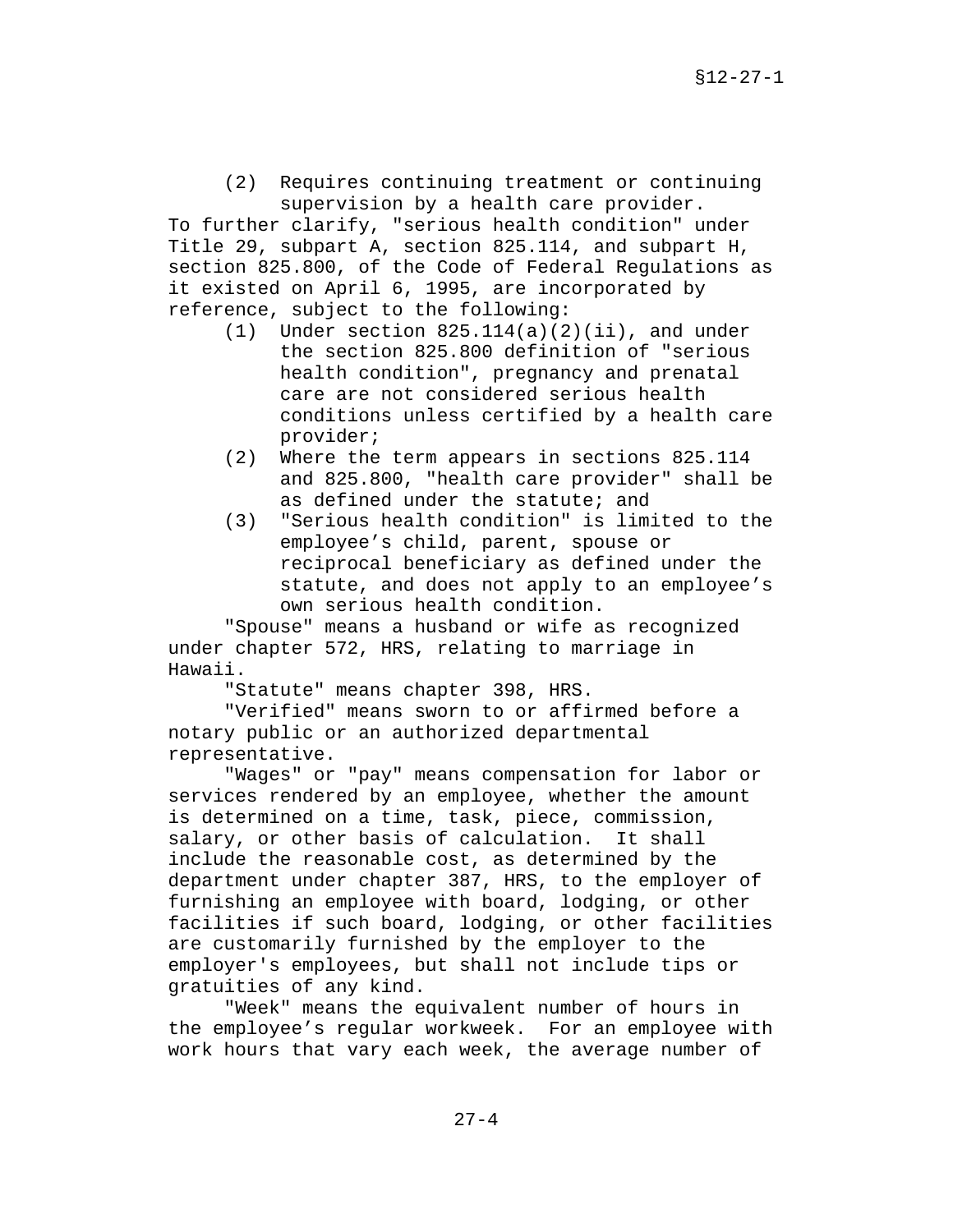(2) Requires continuing treatment or continuing supervision by a health care provider.

To further clarify, "serious health condition" under Title 29, subpart A, section 825.114, and subpart H, section 825.800, of the Code of Federal Regulations as it existed on April 6, 1995, are incorporated by reference, subject to the following:

(1) Under section 825.114(a)(2)(ii), and under the section 825.800 definition of "serious health condition", pregnancy and prenatal care are not considered serious health conditions unless certified by a health care provider;

(2) Where the term appears in sections 825.114 and 825.800, "health care provider" shall be as defined under the statute; and

(3) "Serious health condition" is limited to the employee's child, parent, spouse or reciprocal beneficiary as defined under the statute, and does not apply to an employee's own serious health condition.

"Spouse" means a husband or wife as recognized under chapter 572, HRS, relating to marriage in Hawaii.

"Statute" means chapter 398, HRS.

"Verified" means sworn to or affirmed before a notary public or an authorized departmental representative.

"Wages" or "pay" means compensation for labor or services rendered by an employee, whether the amount is determined on a time, task, piece, commission, salary, or other basis of calculation. It shall include the reasonable cost, as determined by the department under chapter 387, HRS, to the employer of furnishing an employee with board, lodging, or other facilities if such board, lodging, or other facilities are customarily furnished by the employer to the employer's employees, but shall not include tips or gratuities of any kind.

"Week" means the equivalent number of hours in the employee's regular workweek. For an employee with work hours that vary each week, the average number of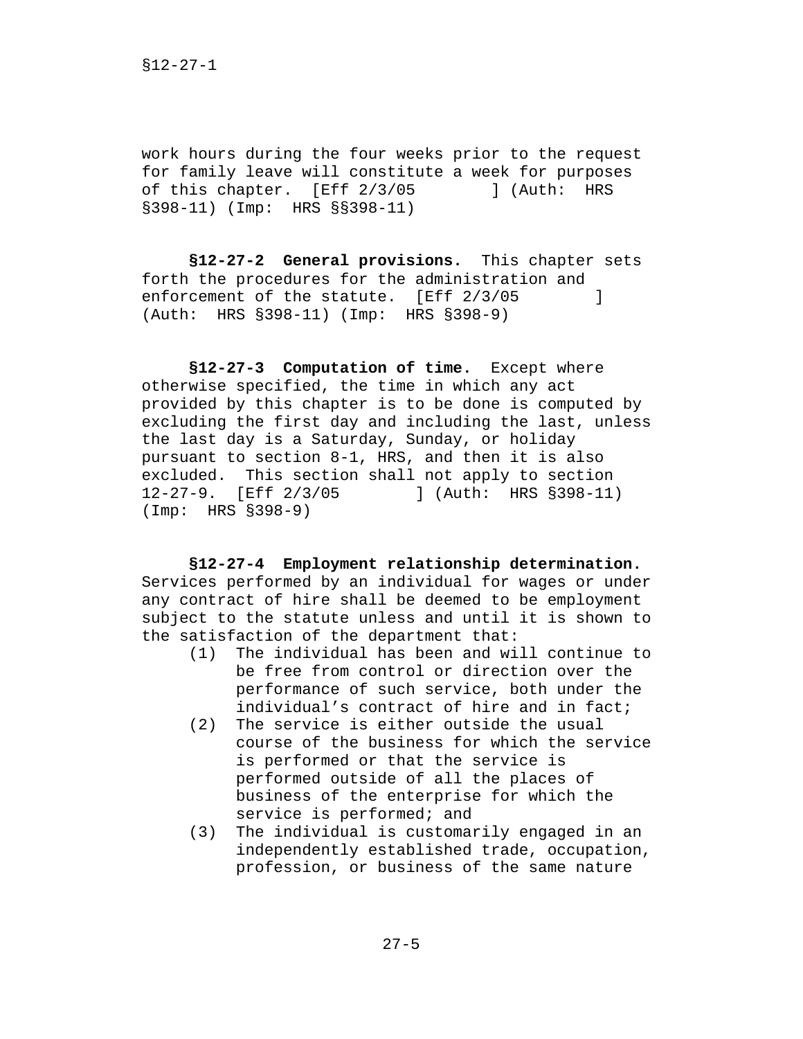work hours during the four weeks prior to the request for family leave will constitute a week for purposes of this chapter. [Eff 2/3/05 ] (Auth: HRS §398-11) (Imp: HRS §§398-11)

**§12-27-2 General provisions.** This chapter sets forth the procedures for the administration and enforcement of the statute. [Eff 2/3/05 ] (Auth: HRS §398-11) (Imp: HRS §398-9)

**§12-27-3 Computation of time.** Except where otherwise specified, the time in which any act provided by this chapter is to be done is computed by excluding the first day and including the last, unless the last day is a Saturday, Sunday, or holiday pursuant to section 8-1, HRS, and then it is also excluded. This section shall not apply to section 12-27-9. [Eff 2/3/05 ] (Auth: HRS §398-11) (Imp: HRS §398-9)

**§12-27-4 Employment relationship determination.** Services performed by an individual for wages or under any contract of hire shall be deemed to be employment subject to the statute unless and until it is shown to the satisfaction of the department that:

(1) The individual has been and will continue to be free from control or direction over the performance of such service, both under the individual's contract of hire and in fact;

(2) The service is either outside the usual course of the business for which the service is performed or that the service is performed outside of all the places of business of the enterprise for which the service is performed; and

(3) The individual is customarily engaged in an independently established trade, occupation, profession, or business of the same nature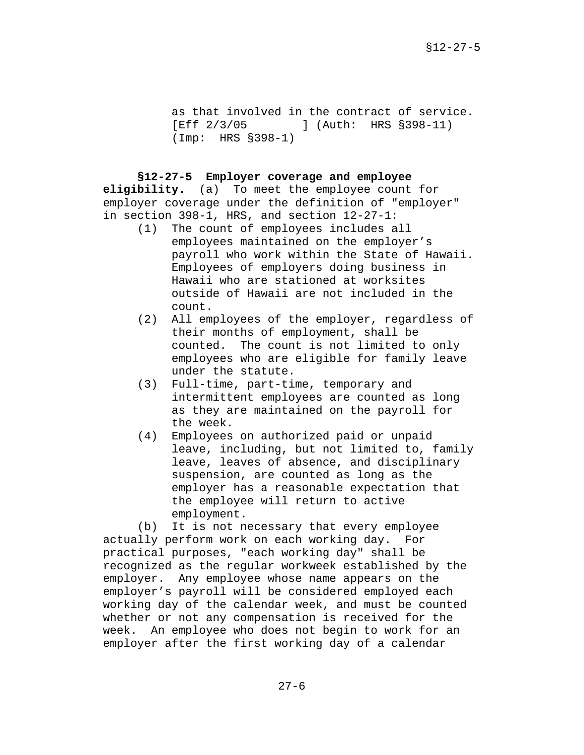as that involved in the contract of service. [Eff 2/3/05 ] (Auth: HRS §398-11) (Imp: HRS §398-1)

**§12-27-5 Employer coverage and employee eligibility.** (a) To meet the employee count for employer coverage under the definition of "employer" in section 398-1, HRS, and section 12-27-1:

(1) The count of employees includes all employees maintained on the employer's payroll who work within the State of Hawaii. Employees of employers doing business in Hawaii who are stationed at worksites outside of Hawaii are not included in the count.

(2) All employees of the employer, regardless of their months of employment, shall be counted. The count is not limited to only employees who are eligible for family leave under the statute.

(3) Full-time, part-time, temporary and intermittent employees are counted as long as they are maintained on the payroll for the week.

(4) Employees on authorized paid or unpaid leave, including, but not limited to, family leave, leaves of absence, and disciplinary suspension, are counted as long as the employer has a reasonable expectation that the employee will return to active employment.

(b) It is not necessary that every employee actually perform work on each working day. For practical purposes, "each working day" shall be recognized as the regular workweek established by the employer. Any employee whose name appears on the employer's payroll will be considered employed each working day of the calendar week, and must be counted whether or not any compensation is received for the week. An employee who does not begin to work for an employer after the first working day of a calendar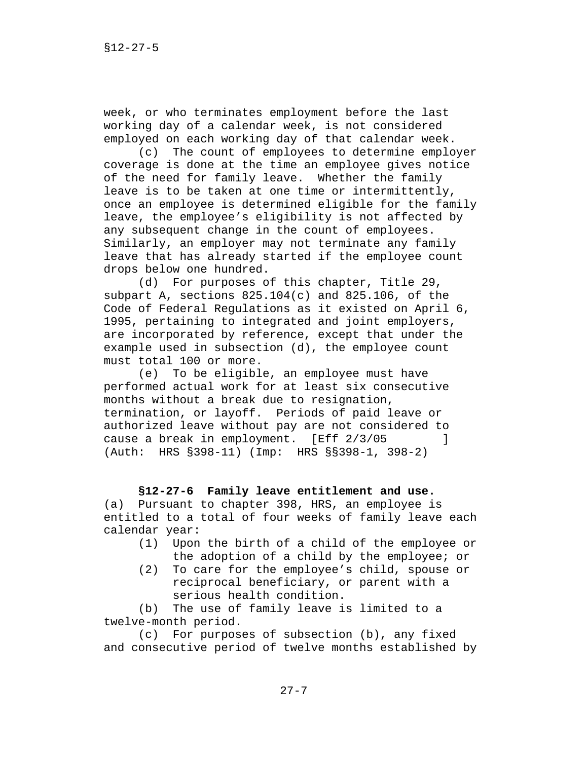week, or who terminates employment before the last working day of a calendar week, is not considered employed on each working day of that calendar week.

(c) The count of employees to determine employer coverage is done at the time an employee gives notice of the need for family leave. Whether the family leave is to be taken at one time or intermittently, once an employee is determined eligible for the family leave, the employee's eligibility is not affected by any subsequent change in the count of employees. Similarly, an employer may not terminate any family leave that has already started if the employee count drops below one hundred.

(d) For purposes of this chapter, Title 29, subpart A, sections 825.104(c) and 825.106, of the Code of Federal Regulations as it existed on April 6, 1995, pertaining to integrated and joint employers, are incorporated by reference, except that under the example used in subsection (d), the employee count must total 100 or more.

(e) To be eligible, an employee must have performed actual work for at least six consecutive months without a break due to resignation, termination, or layoff. Periods of paid leave or authorized leave without pay are not considered to cause a break in employment. [Eff 2/3/05 ] (Auth: HRS §398-11) (Imp: HRS §§398-1, 398-2)

**§12-27-6 Family leave entitlement and use.** (a) Pursuant to chapter 398, HRS, an employee is entitled to a total of four weeks of family leave each calendar year:

(1) Upon the birth of a child of the employee or the adoption of a child by the employee; or
(2) To care for the employee's child, spouse or reciprocal beneficiary, or parent with a serious health condition.

(b) The use of family leave is limited to a twelve-month period.

(c) For purposes of subsection (b), any fixed and consecutive period of twelve months established by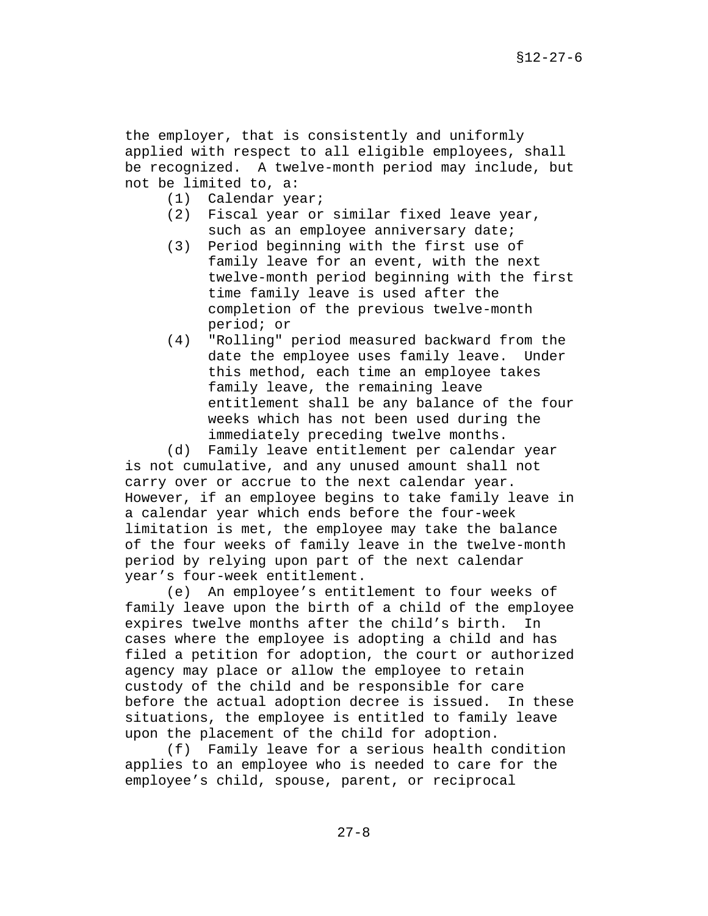the employer, that is consistently and uniformly applied with respect to all eligible employees, shall be recognized. A twelve-month period may include, but not be limited to, a:

(1) Calendar year;

(2) Fiscal year or similar fixed leave year, such as an employee anniversary date;

(3) Period beginning with the first use of family leave for an event, with the next twelve-month period beginning with the first time family leave is used after the completion of the previous twelve-month period; or

(4) "Rolling" period measured backward from the date the employee uses family leave. Under this method, each time an employee takes family leave, the remaining leave entitlement shall be any balance of the four weeks which has not been used during the immediately preceding twelve months.

(d) Family leave entitlement per calendar year is not cumulative, and any unused amount shall not carry over or accrue to the next calendar year. However, if an employee begins to take family leave in a calendar year which ends before the four-week limitation is met, the employee may take the balance of the four weeks of family leave in the twelve-month period by relying upon part of the next calendar year's four-week entitlement.

(e) An employee's entitlement to four weeks of family leave upon the birth of a child of the employee expires twelve months after the child's birth. In cases where the employee is adopting a child and has filed a petition for adoption, the court or authorized agency may place or allow the employee to retain custody of the child and be responsible for care before the actual adoption decree is issued. In these situations, the employee is entitled to family leave upon the placement of the child for adoption.

(f) Family leave for a serious health condition applies to an employee who is needed to care for the employee's child, spouse, parent, or reciprocal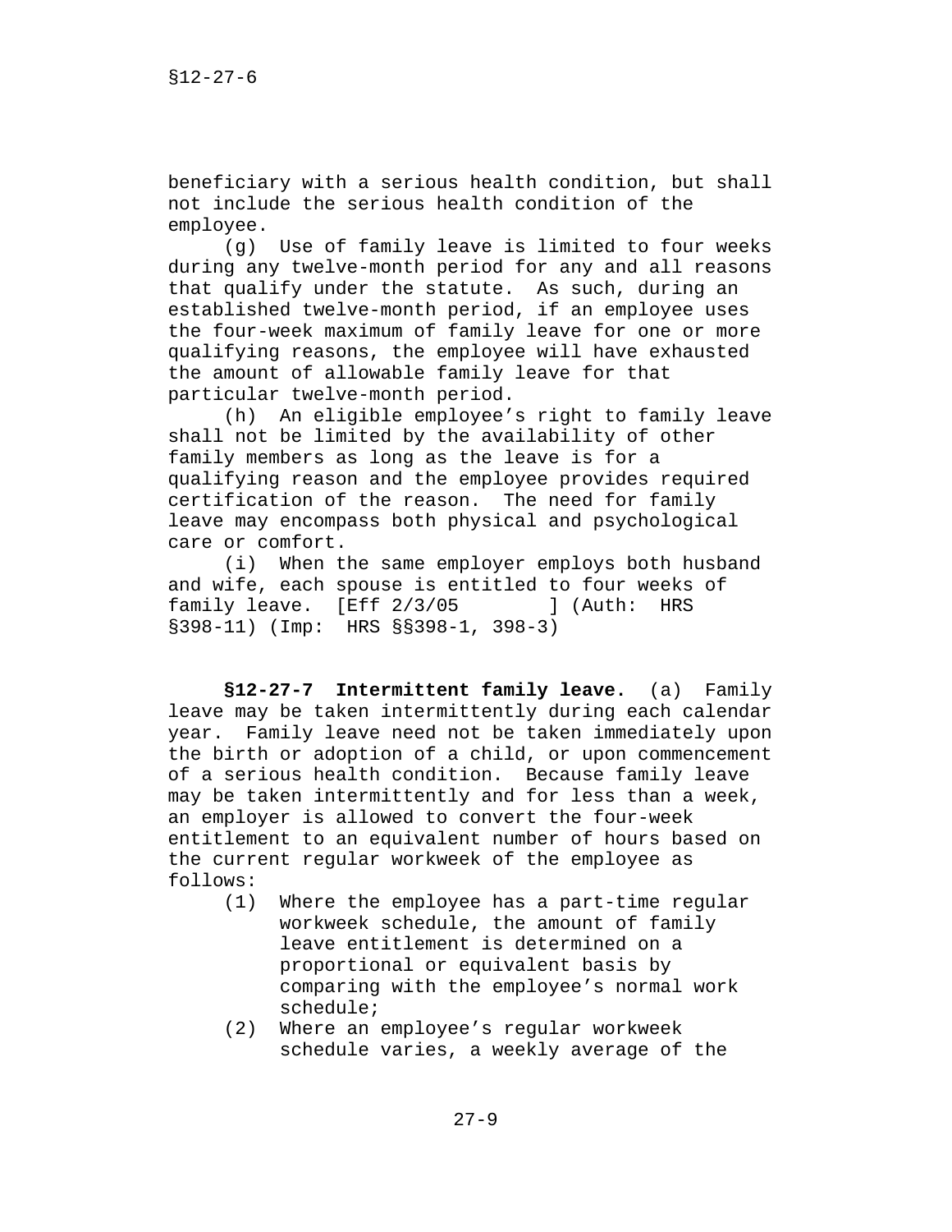beneficiary with a serious health condition, but shall not include the serious health condition of the employee.

(g) Use of family leave is limited to four weeks during any twelve-month period for any and all reasons that qualify under the statute. As such, during an established twelve-month period, if an employee uses the four-week maximum of family leave for one or more qualifying reasons, the employee will have exhausted the amount of allowable family leave for that particular twelve-month period.

(h) An eligible employee's right to family leave shall not be limited by the availability of other family members as long as the leave is for a qualifying reason and the employee provides required certification of the reason. The need for family leave may encompass both physical and psychological care or comfort.

(i) When the same employer employs both husband and wife, each spouse is entitled to four weeks of family leave. [Eff 2/3/05 ] (Auth: HRS §398-11) (Imp: HRS §§398-1, 398-3)

**§12-27-7 Intermittent family leave.** (a) Family leave may be taken intermittently during each calendar year. Family leave need not be taken immediately upon the birth or adoption of a child, or upon commencement of a serious health condition. Because family leave may be taken intermittently and for less than a week, an employer is allowed to convert the four-week entitlement to an equivalent number of hours based on the current regular workweek of the employee as follows:

(1) Where the employee has a part-time regular workweek schedule, the amount of family leave entitlement is determined on a proportional or equivalent basis by comparing with the employee's normal work schedule;

(2) Where an employee's regular workweek schedule varies, a weekly average of the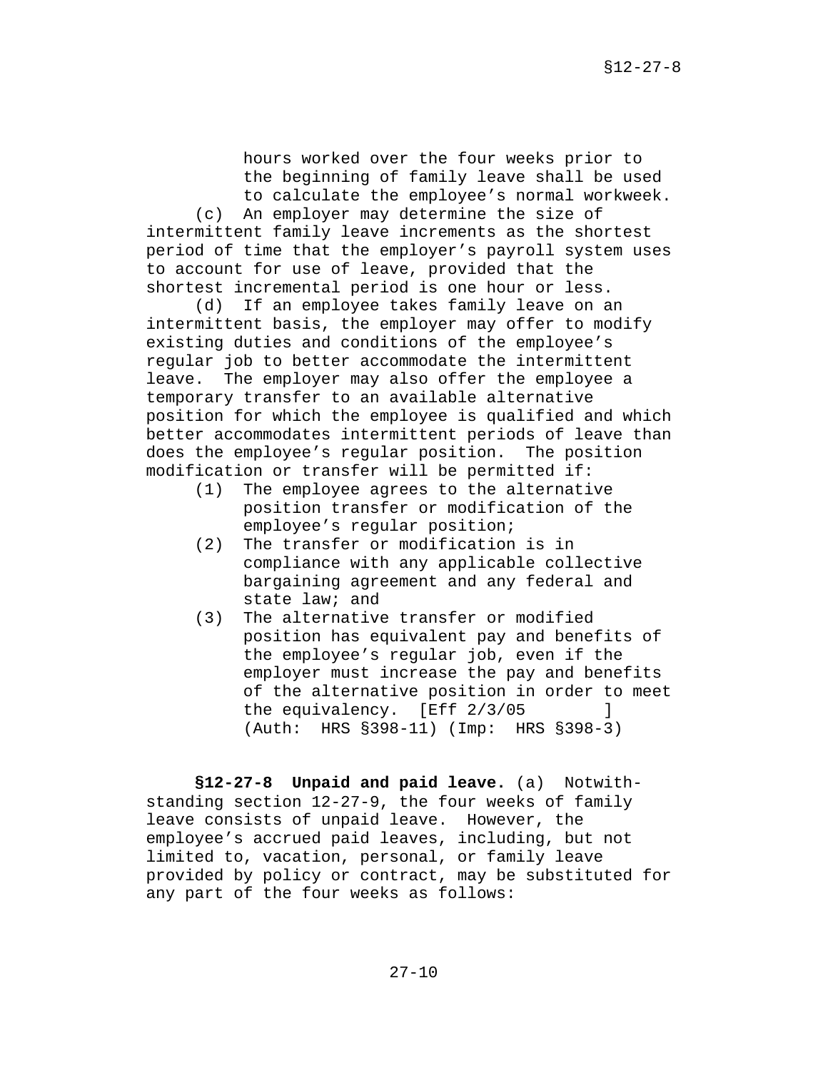hours worked over the four weeks prior to the beginning of family leave shall be used to calculate the employee's normal workweek.

(c) An employer may determine the size of intermittent family leave increments as the shortest period of time that the employer's payroll system uses to account for use of leave, provided that the shortest incremental period is one hour or less.

(d) If an employee takes family leave on an intermittent basis, the employer may offer to modify existing duties and conditions of the employee's regular job to better accommodate the intermittent leave. The employer may also offer the employee a temporary transfer to an available alternative position for which the employee is qualified and which better accommodates intermittent periods of leave than does the employee's regular position. The position modification or transfer will be permitted if:

(1) The employee agrees to the alternative position transfer or modification of the employee's regular position;

(2) The transfer or modification is in compliance with any applicable collective bargaining agreement and any federal and state law; and

(3) The alternative transfer or modified position has equivalent pay and benefits of the employee's regular job, even if the employer must increase the pay and benefits of the alternative position in order to meet the equivalency. [Eff 2/3/05 ] (Auth: HRS §398-11) (Imp: HRS §398-3)

**§12-27-8 Unpaid and paid leave.** (a) Notwithstanding section 12-27-9, the four weeks of family leave consists of unpaid leave. However, the employee's accrued paid leaves, including, but not limited to, vacation, personal, or family leave provided by policy or contract, may be substituted for any part of the four weeks as follows: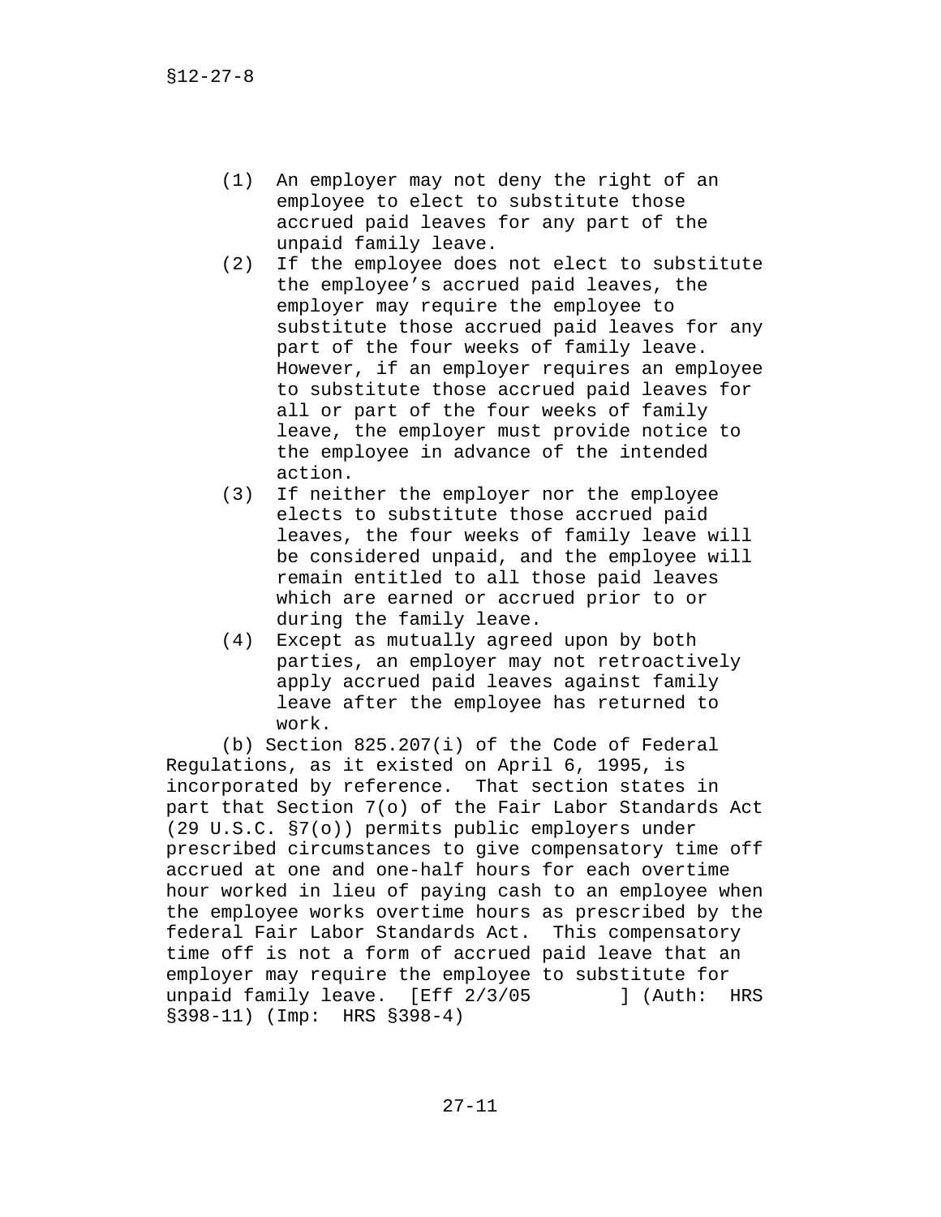(1) An employer may not deny the right of an employee to elect to substitute those accrued paid leaves for any part of the unpaid family leave.

(2) If the employee does not elect to substitute the employee's accrued paid leaves, the employer may require the employee to substitute those accrued paid leaves for any part of the four weeks of family leave. However, if an employer requires an employee to substitute those accrued paid leaves for all or part of the four weeks of family leave, the employer must provide notice to the employee in advance of the intended action.

(3) If neither the employer nor the employee elects to substitute those accrued paid leaves, the four weeks of family leave will be considered unpaid, and the employee will remain entitled to all those paid leaves which are earned or accrued prior to or during the family leave.

(4) Except as mutually agreed upon by both parties, an employer may not retroactively apply accrued paid leaves against family leave after the employee has returned to work.

(b) Section 825.207(i) of the Code of Federal Regulations, as it existed on April 6, 1995, is incorporated by reference. That section states in part that Section 7(o) of the Fair Labor Standards Act (29 U.S.C. §7(o)) permits public employers under prescribed circumstances to give compensatory time off accrued at one and one-half hours for each overtime hour worked in lieu of paying cash to an employee when the employee works overtime hours as prescribed by the federal Fair Labor Standards Act. This compensatory time off is not a form of accrued paid leave that an employer may require the employee to substitute for unpaid family leave. [Eff 2/3/05 ] (Auth: HRS §398-11) (Imp: HRS §398-4)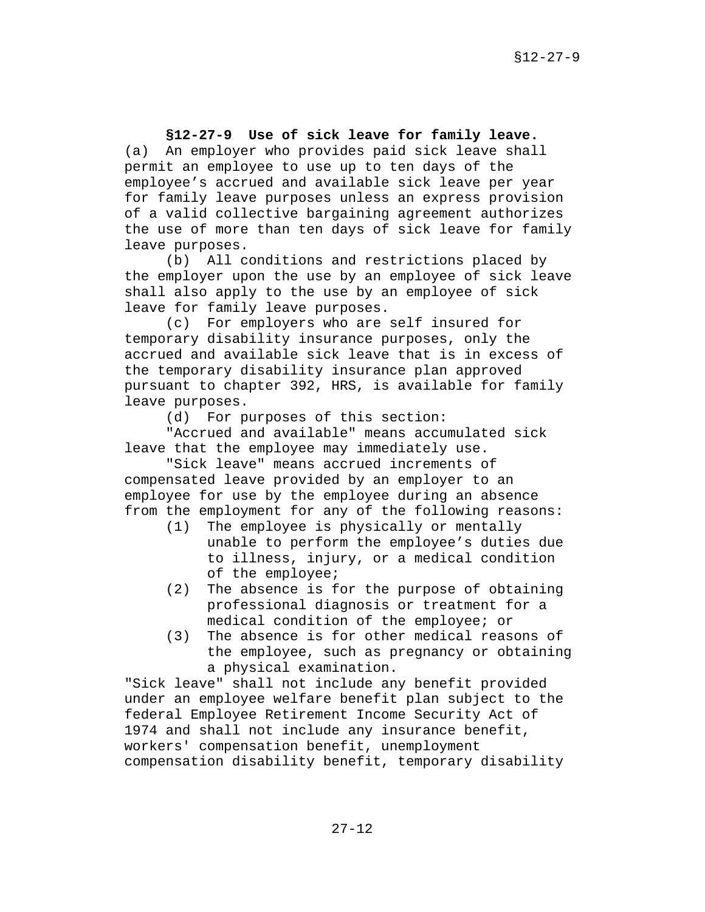**§12-27-9 Use of sick leave for family leave.** (a) An employer who provides paid sick leave shall permit an employee to use up to ten days of the employee's accrued and available sick leave per year for family leave purposes unless an express provision of a valid collective bargaining agreement authorizes the use of more than ten days of sick leave for family leave purposes.

(b) All conditions and restrictions placed by the employer upon the use by an employee of sick leave shall also apply to the use by an employee of sick leave for family leave purposes.

(c) For employers who are self insured for temporary disability insurance purposes, only the accrued and available sick leave that is in excess of the temporary disability insurance plan approved pursuant to chapter 392, HRS, is available for family leave purposes.

(d) For purposes of this section:

"Accrued and available" means accumulated sick leave that the employee may immediately use.

"Sick leave" means accrued increments of compensated leave provided by an employer to an employee for use by the employee during an absence from the employment for any of the following reasons:

(1) The employee is physically or mentally unable to perform the employee's duties due to illness, injury, or a medical condition of the employee;

(2) The absence is for the purpose of obtaining professional diagnosis or treatment for a medical condition of the employee; or

(3) The absence is for other medical reasons of the employee, such as pregnancy or obtaining a physical examination.

"Sick leave" shall not include any benefit provided under an employee welfare benefit plan subject to the federal Employee Retirement Income Security Act of 1974 and shall not include any insurance benefit, workers' compensation benefit, unemployment compensation disability benefit, temporary disability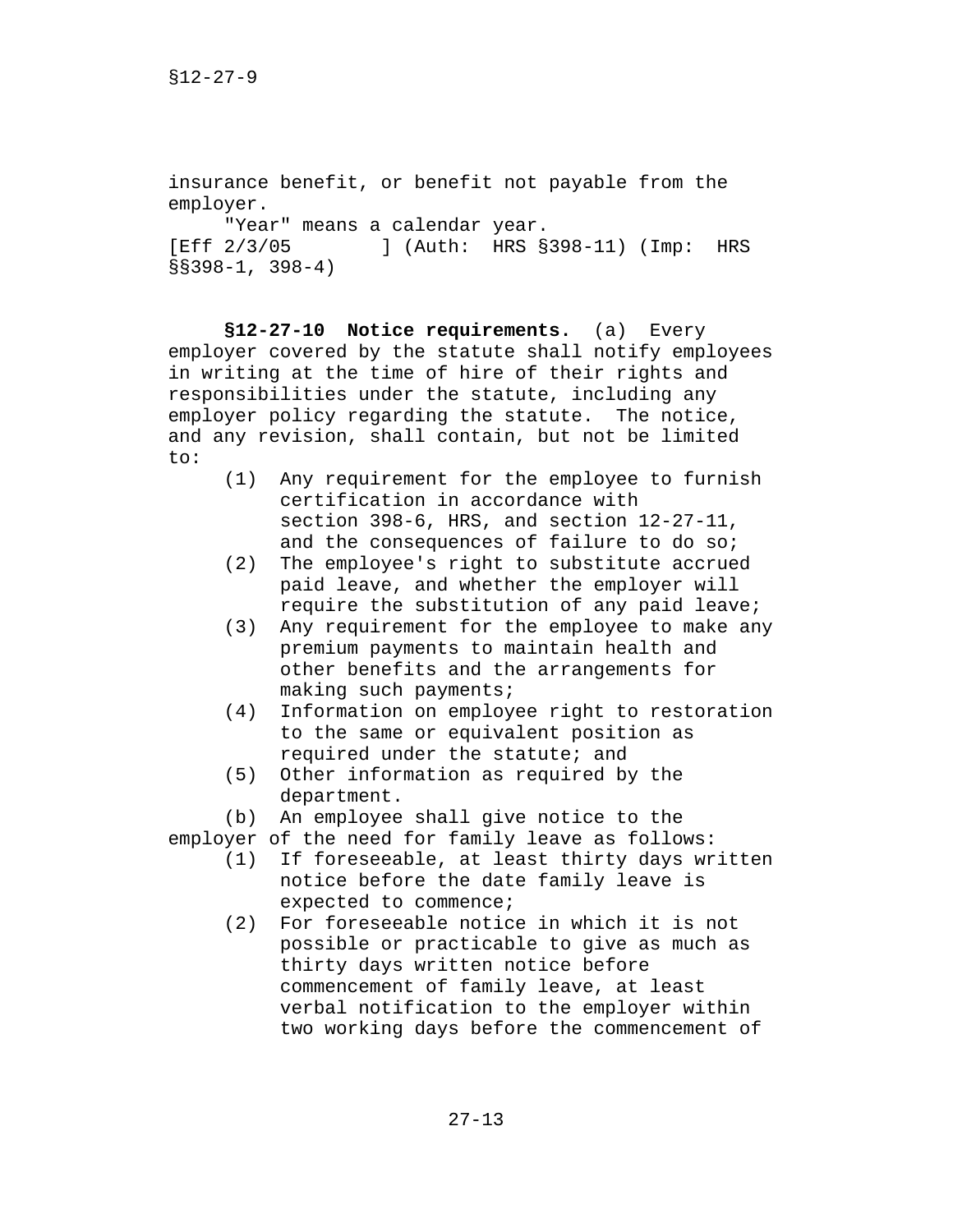insurance benefit, or benefit not payable from the employer.

"Year" means a calendar year.

[Eff 2/3/05 ] (Auth: HRS §398-11) (Imp: HRS §§398-1, 398-4)

**§12-27-10 Notice requirements.** (a) Every employer covered by the statute shall notify employees in writing at the time of hire of their rights and responsibilities under the statute, including any employer policy regarding the statute. The notice, and any revision, shall contain, but not be limited to:

(1) Any requirement for the employee to furnish certification in accordance with section 398-6, HRS, and section 12-27-11, and the consequences of failure to do so;

(2) The employee's right to substitute accrued paid leave, and whether the employer will require the substitution of any paid leave;

(3) Any requirement for the employee to make any premium payments to maintain health and other benefits and the arrangements for making such payments;

(4) Information on employee right to restoration to the same or equivalent position as required under the statute; and

(5) Other information as required by the department.

(b) An employee shall give notice to the employer of the need for family leave as follows:

(1) If foreseeable, at least thirty days written notice before the date family leave is expected to commence;

(2) For foreseeable notice in which it is not possible or practicable to give as much as thirty days written notice before commencement of family leave, at least verbal notification to the employer within two working days before the commencement of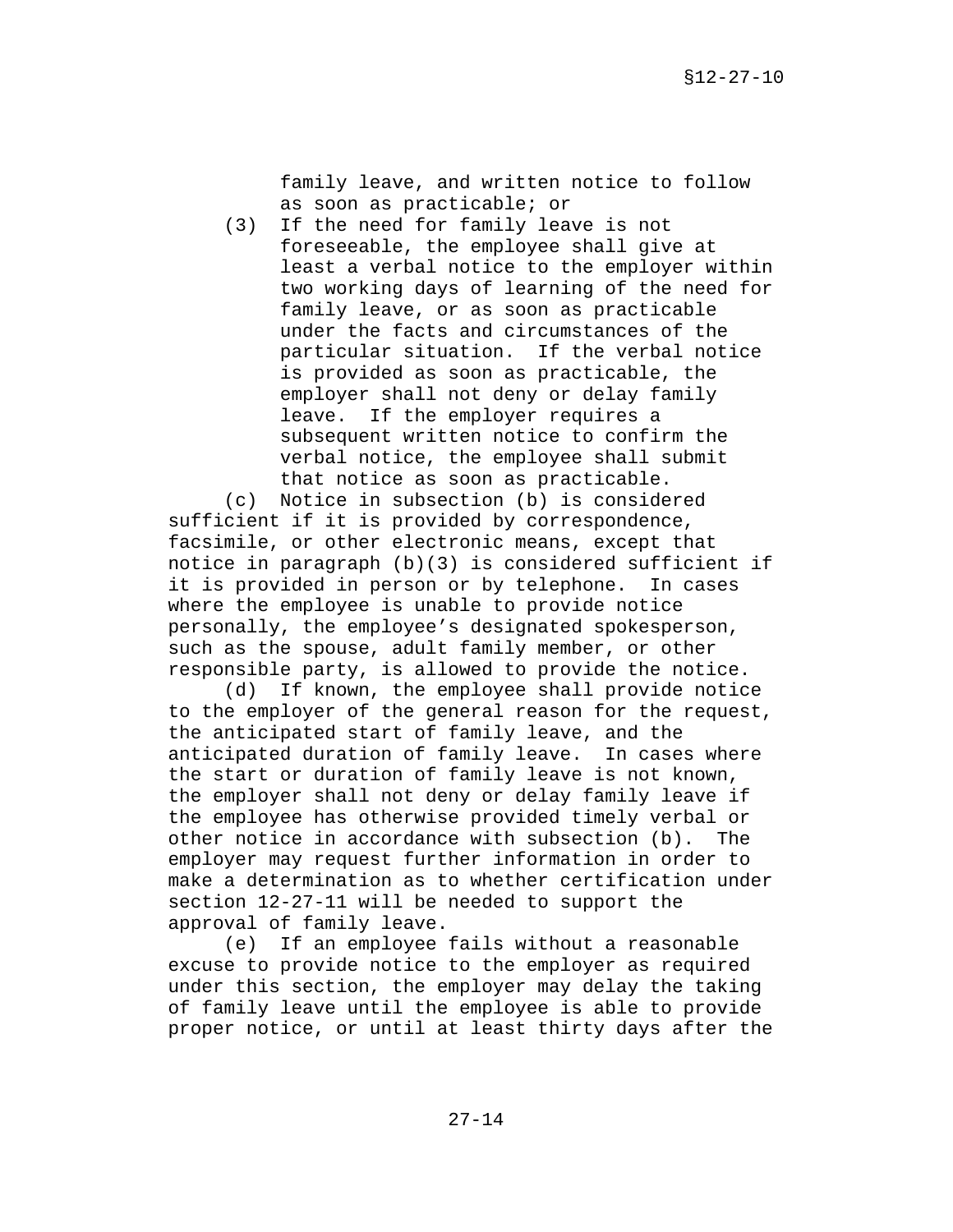family leave, and written notice to follow as soon as practicable; or

(3) If the need for family leave is not foreseeable, the employee shall give at least a verbal notice to the employer within two working days of learning of the need for family leave, or as soon as practicable under the facts and circumstances of the particular situation. If the verbal notice is provided as soon as practicable, the employer shall not deny or delay family leave. If the employer requires a subsequent written notice to confirm the verbal notice, the employee shall submit that notice as soon as practicable.

(c) Notice in subsection (b) is considered sufficient if it is provided by correspondence, facsimile, or other electronic means, except that notice in paragraph (b)(3) is considered sufficient if it is provided in person or by telephone. In cases where the employee is unable to provide notice personally, the employee's designated spokesperson, such as the spouse, adult family member, or other responsible party, is allowed to provide the notice.

(d) If known, the employee shall provide notice to the employer of the general reason for the request, the anticipated start of family leave, and the anticipated duration of family leave. In cases where the start or duration of family leave is not known, the employer shall not deny or delay family leave if the employee has otherwise provided timely verbal or other notice in accordance with subsection (b). The employer may request further information in order to make a determination as to whether certification under section 12-27-11 will be needed to support the approval of family leave.

(e) If an employee fails without a reasonable excuse to provide notice to the employer as required under this section, the employer may delay the taking of family leave until the employee is able to provide proper notice, or until at least thirty days after the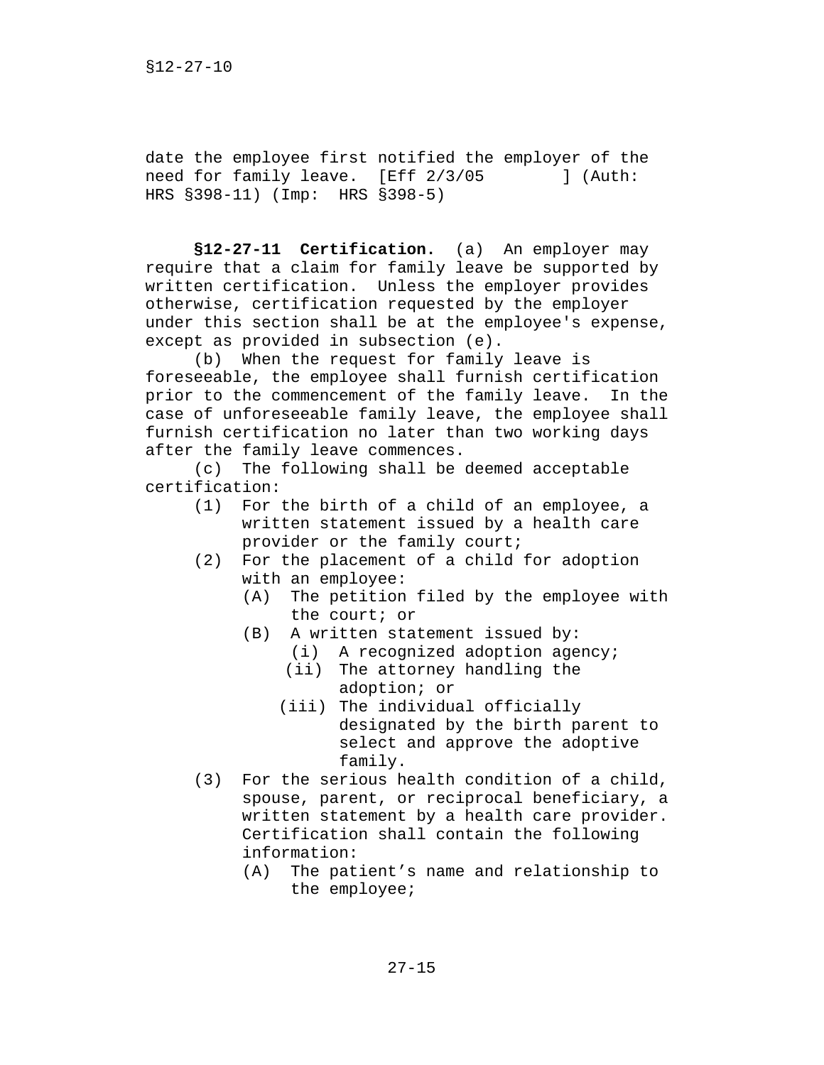date the employee first notified the employer of the need for family leave. [Eff 2/3/05 ] (Auth: HRS §398-11) (Imp: HRS §398-5)

**§12-27-11 Certification.** (a) An employer may require that a claim for family leave be supported by written certification. Unless the employer provides otherwise, certification requested by the employer under this section shall be at the employee's expense, except as provided in subsection (e).

(b) When the request for family leave is foreseeable, the employee shall furnish certification prior to the commencement of the family leave. In the case of unforeseeable family leave, the employee shall furnish certification no later than two working days after the family leave commences.

(c) The following shall be deemed acceptable certification:

- (1) For the birth of a child of an employee, a written statement issued by a health care provider or the family court;
- (2) For the placement of a child for adoption with an employee:
  - (A) The petition filed by the employee with the court; or
  - (B) A written statement issued by:
    - (i) A recognized adoption agency;
    - (ii) The attorney handling the adoption; or
    - (iii) The individual officially designated by the birth parent to select and approve the adoptive family.
- (3) For the serious health condition of a child, spouse, parent, or reciprocal beneficiary, a written statement by a health care provider. Certification shall contain the following information:
  - (A) The patient's name and relationship to the employee;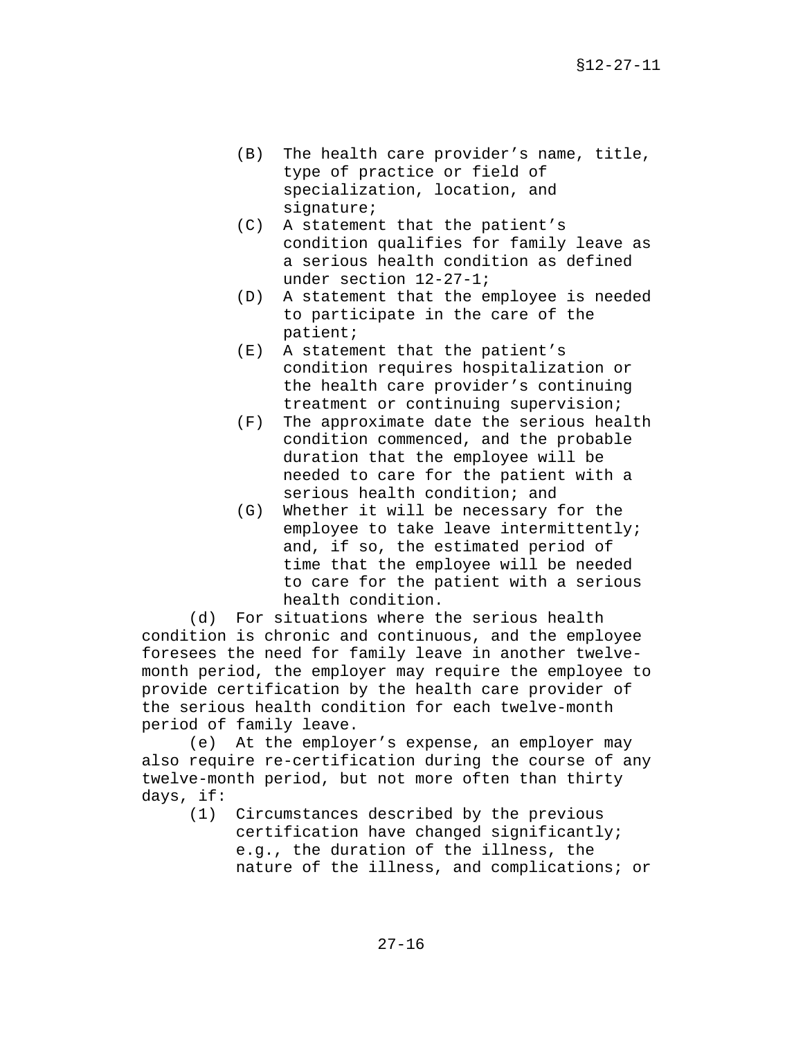(B) The health care provider's name, title, type of practice or field of specialization, location, and signature;

(C) A statement that the patient's condition qualifies for family leave as a serious health condition as defined under section 12-27-1;

(D) A statement that the employee is needed to participate in the care of the patient;

(E) A statement that the patient's condition requires hospitalization or the health care provider's continuing treatment or continuing supervision;

(F) The approximate date the serious health condition commenced, and the probable duration that the employee will be needed to care for the patient with a serious health condition; and

(G) Whether it will be necessary for the employee to take leave intermittently; and, if so, the estimated period of time that the employee will be needed to care for the patient with a serious health condition.

(d) For situations where the serious health condition is chronic and continuous, and the employee foresees the need for family leave in another twelve-month period, the employer may require the employee to provide certification by the health care provider of the serious health condition for each twelve-month period of family leave.

(e) At the employer's expense, an employer may also require re-certification during the course of any twelve-month period, but not more often than thirty days, if:

(1) Circumstances described by the previous certification have changed significantly; e.g., the duration of the illness, the nature of the illness, and complications; or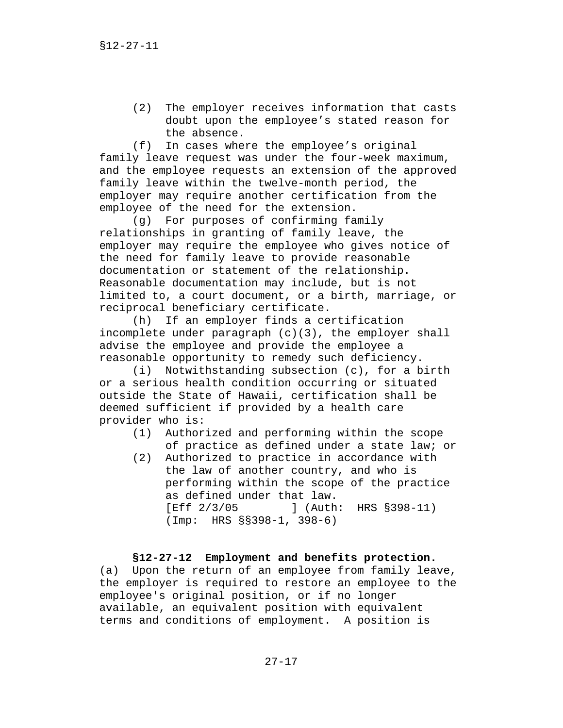(2) The employer receives information that casts doubt upon the employee's stated reason for the absence.

(f) In cases where the employee's original family leave request was under the four-week maximum, and the employee requests an extension of the approved family leave within the twelve-month period, the employer may require another certification from the employee of the need for the extension.

(g) For purposes of confirming family relationships in granting of family leave, the employer may require the employee who gives notice of the need for family leave to provide reasonable documentation or statement of the relationship. Reasonable documentation may include, but is not limited to, a court document, or a birth, marriage, or reciprocal beneficiary certificate.

(h) If an employer finds a certification incomplete under paragraph (c)(3), the employer shall advise the employee and provide the employee a reasonable opportunity to remedy such deficiency.

(i) Notwithstanding subsection (c), for a birth or a serious health condition occurring or situated outside the State of Hawaii, certification shall be deemed sufficient if provided by a health care provider who is:

(1) Authorized and performing within the scope of practice as defined under a state law; or
(2) Authorized to practice in accordance with the law of another country, and who is performing within the scope of the practice as defined under that law.

[Eff 2/3/05 ] (Auth: HRS §398-11) (Imp: HRS §§398-1, 398-6)

**§12-27-12 Employment and benefits protection.** (a) Upon the return of an employee from family leave, the employer is required to restore an employee to the employee's original position, or if no longer available, an equivalent position with equivalent terms and conditions of employment. A position is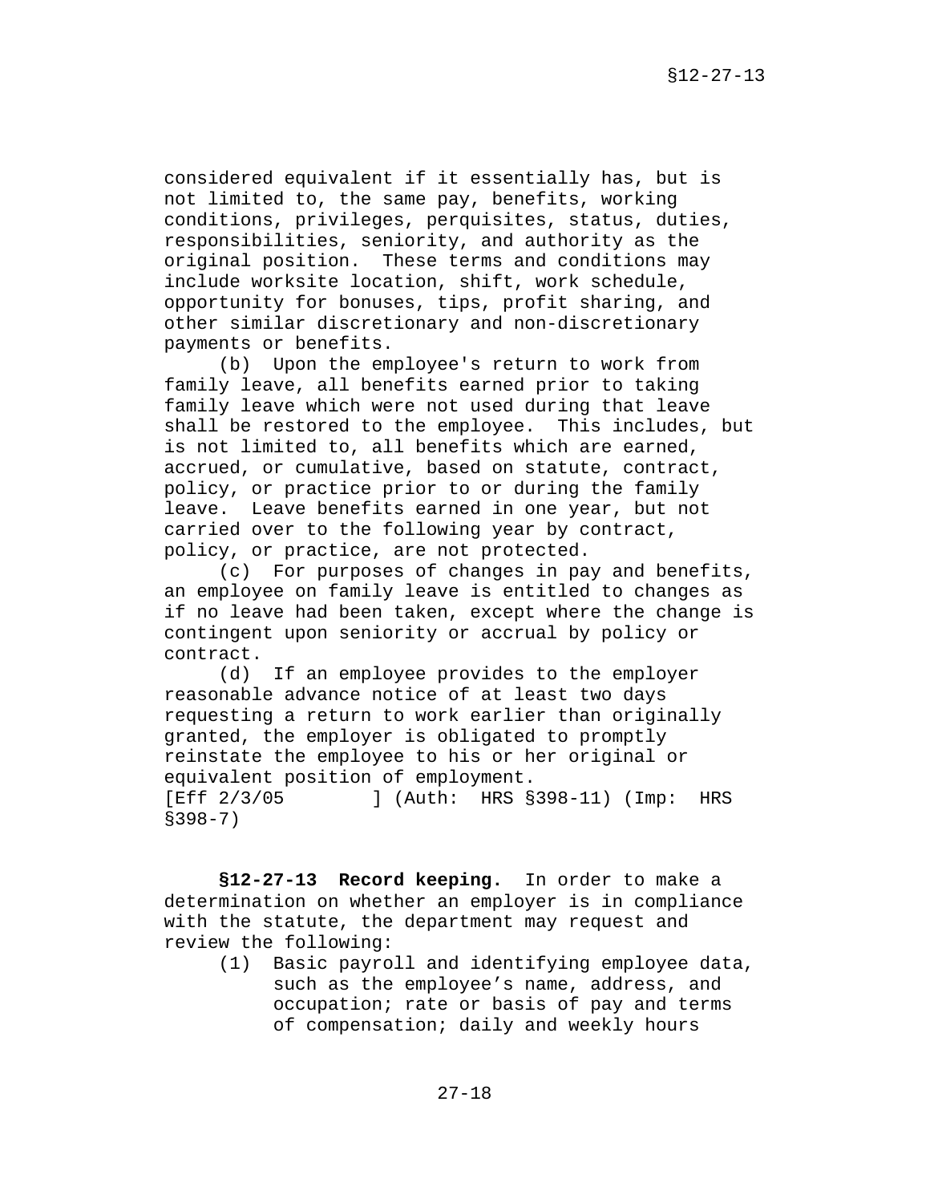considered equivalent if it essentially has, but is not limited to, the same pay, benefits, working conditions, privileges, perquisites, status, duties, responsibilities, seniority, and authority as the original position. These terms and conditions may include worksite location, shift, work schedule, opportunity for bonuses, tips, profit sharing, and other similar discretionary and non-discretionary payments or benefits.

(b) Upon the employee's return to work from family leave, all benefits earned prior to taking family leave which were not used during that leave shall be restored to the employee. This includes, but is not limited to, all benefits which are earned, accrued, or cumulative, based on statute, contract, policy, or practice prior to or during the family leave. Leave benefits earned in one year, but not carried over to the following year by contract, policy, or practice, are not protected.

(c) For purposes of changes in pay and benefits, an employee on family leave is entitled to changes as if no leave had been taken, except where the change is contingent upon seniority or accrual by policy or contract.

(d) If an employee provides to the employer reasonable advance notice of at least two days requesting a return to work earlier than originally granted, the employer is obligated to promptly reinstate the employee to his or her original or equivalent position of employment.
[Eff 2/3/05 ] (Auth: HRS §398-11) (Imp: HRS §398-7)

**§12-27-13 Record keeping.** In order to make a determination on whether an employer is in compliance with the statute, the department may request and review the following:

(1) Basic payroll and identifying employee data, such as the employee's name, address, and occupation; rate or basis of pay and terms of compensation; daily and weekly hours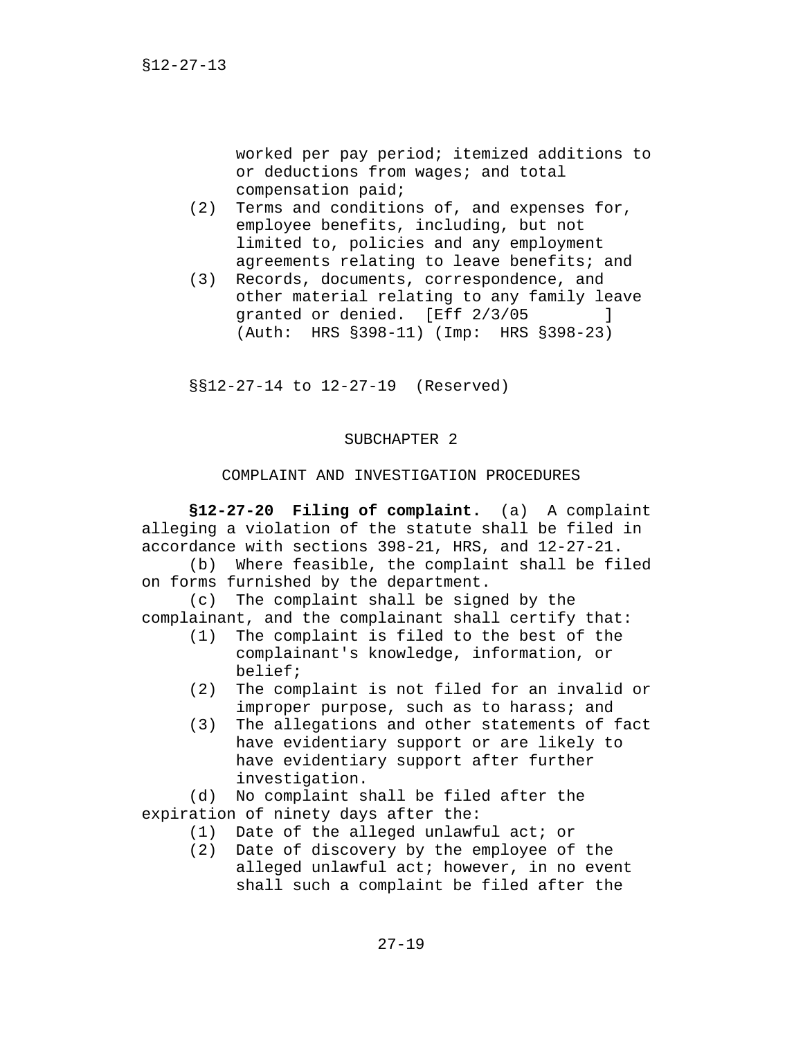worked per pay period; itemized additions to or deductions from wages; and total compensation paid;

(2) Terms and conditions of, and expenses for, employee benefits, including, but not limited to, policies and any employment agreements relating to leave benefits; and

(3) Records, documents, correspondence, and other material relating to any family leave granted or denied. [Eff 2/3/05 ] (Auth: HRS §398-11) (Imp: HRS §398-23)

§§12-27-14 to 12-27-19 (Reserved)

## SUBCHAPTER 2

## COMPLAINT AND INVESTIGATION PROCEDURES

**§12-27-20 Filing of complaint.** (a) A complaint alleging a violation of the statute shall be filed in accordance with sections 398-21, HRS, and 12-27-21.

(b) Where feasible, the complaint shall be filed on forms furnished by the department.

(c) The complaint shall be signed by the complainant, and the complainant shall certify that:

(1) The complaint is filed to the best of the complainant's knowledge, information, or belief;

(2) The complaint is not filed for an invalid or improper purpose, such as to harass; and

(3) The allegations and other statements of fact have evidentiary support or are likely to have evidentiary support after further investigation.

(d) No complaint shall be filed after the expiration of ninety days after the:

(1) Date of the alleged unlawful act; or

(2) Date of discovery by the employee of the alleged unlawful act; however, in no event shall such a complaint be filed after the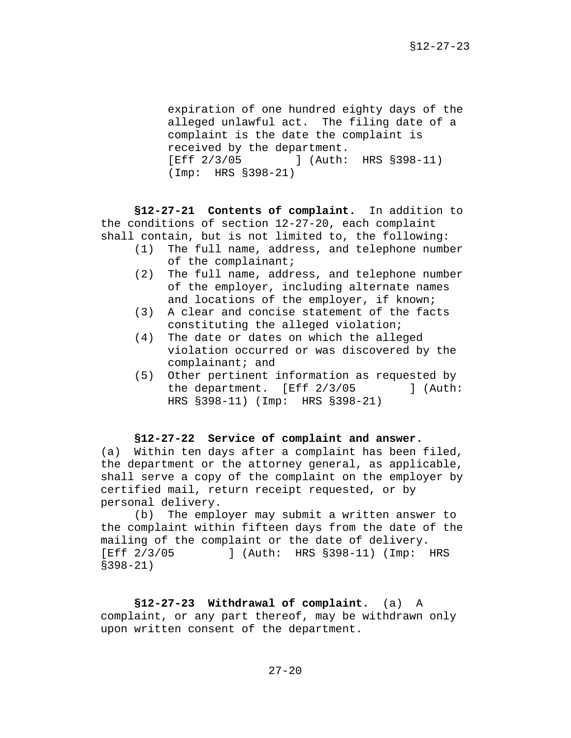expiration of one hundred eighty days of the alleged unlawful act. The filing date of a complaint is the date the complaint is received by the department. [Eff 2/3/05 ] (Auth: HRS §398-11) (Imp: HRS §398-21)

**§12-27-21 Contents of complaint.** In addition to the conditions of section 12-27-20, each complaint shall contain, but is not limited to, the following:

(1) The full name, address, and telephone number of the complainant;
(2) The full name, address, and telephone number of the employer, including alternate names and locations of the employer, if known;
(3) A clear and concise statement of the facts constituting the alleged violation;
(4) The date or dates on which the alleged violation occurred or was discovered by the complainant; and
(5) Other pertinent information as requested by the department. [Eff 2/3/05 ] (Auth: HRS §398-11) (Imp: HRS §398-21)

**§12-27-22 Service of complaint and answer.** (a) Within ten days after a complaint has been filed, the department or the attorney general, as applicable, shall serve a copy of the complaint on the employer by certified mail, return receipt requested, or by personal delivery.

(b) The employer may submit a written answer to the complaint within fifteen days from the date of the mailing of the complaint or the date of delivery. [Eff 2/3/05 ] (Auth: HRS §398-11) (Imp: HRS §398-21)

**§12-27-23 Withdrawal of complaint.** (a) A complaint, or any part thereof, may be withdrawn only upon written consent of the department.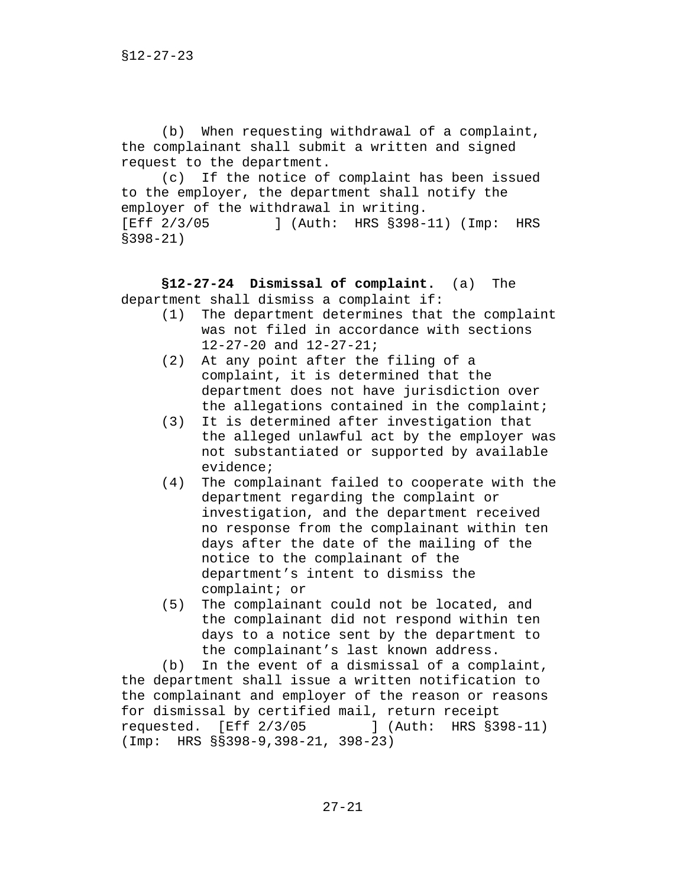(b) When requesting withdrawal of a complaint, the complainant shall submit a written and signed request to the department.

(c) If the notice of complaint has been issued to the employer, the department shall notify the employer of the withdrawal in writing. [Eff 2/3/05 ] (Auth: HRS §398-11) (Imp: HRS §398-21)

**§12-27-24 Dismissal of complaint.** (a) The department shall dismiss a complaint if:

(1) The department determines that the complaint was not filed in accordance with sections 12-27-20 and 12-27-21;

(2) At any point after the filing of a complaint, it is determined that the department does not have jurisdiction over the allegations contained in the complaint;

(3) It is determined after investigation that the alleged unlawful act by the employer was not substantiated or supported by available evidence;

(4) The complainant failed to cooperate with the department regarding the complaint or investigation, and the department received no response from the complainant within ten days after the date of the mailing of the notice to the complainant of the department's intent to dismiss the complaint; or

(5) The complainant could not be located, and the complainant did not respond within ten days to a notice sent by the department to the complainant's last known address.

(b) In the event of a dismissal of a complaint, the department shall issue a written notification to the complainant and employer of the reason or reasons for dismissal by certified mail, return receipt requested. [Eff 2/3/05 ] (Auth: HRS §398-11) (Imp: HRS §§398-9,398-21, 398-23)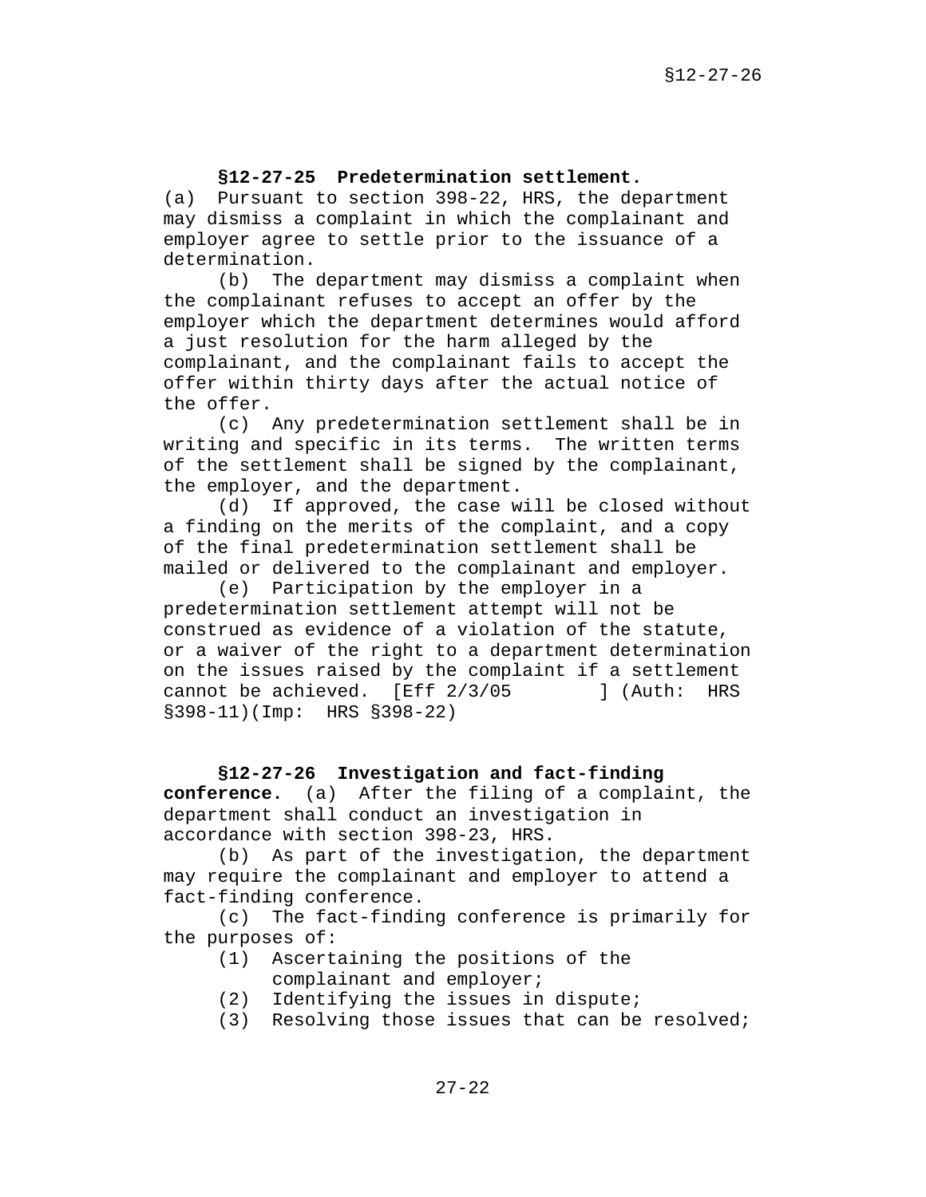**§12-27-25 Predetermination settlement.** (a) Pursuant to section 398-22, HRS, the department may dismiss a complaint in which the complainant and employer agree to settle prior to the issuance of a determination.

(b) The department may dismiss a complaint when the complainant refuses to accept an offer by the employer which the department determines would afford a just resolution for the harm alleged by the complainant, and the complainant fails to accept the offer within thirty days after the actual notice of the offer.

(c) Any predetermination settlement shall be in writing and specific in its terms. The written terms of the settlement shall be signed by the complainant, the employer, and the department.

(d) If approved, the case will be closed without a finding on the merits of the complaint, and a copy of the final predetermination settlement shall be mailed or delivered to the complainant and employer.

(e) Participation by the employer in a predetermination settlement attempt will not be construed as evidence of a violation of the statute, or a waiver of the right to a department determination on the issues raised by the complaint if a settlement cannot be achieved. [Eff 2/3/05 ] (Auth: HRS §398-11)(Imp: HRS §398-22)

**§12-27-26 Investigation and fact-finding conference.** (a) After the filing of a complaint, the department shall conduct an investigation in accordance with section 398-23, HRS.

(b) As part of the investigation, the department may require the complainant and employer to attend a fact-finding conference.

(c) The fact-finding conference is primarily for the purposes of:

(1) Ascertaining the positions of the complainant and employer;
(2) Identifying the issues in dispute;
(3) Resolving those issues that can be resolved;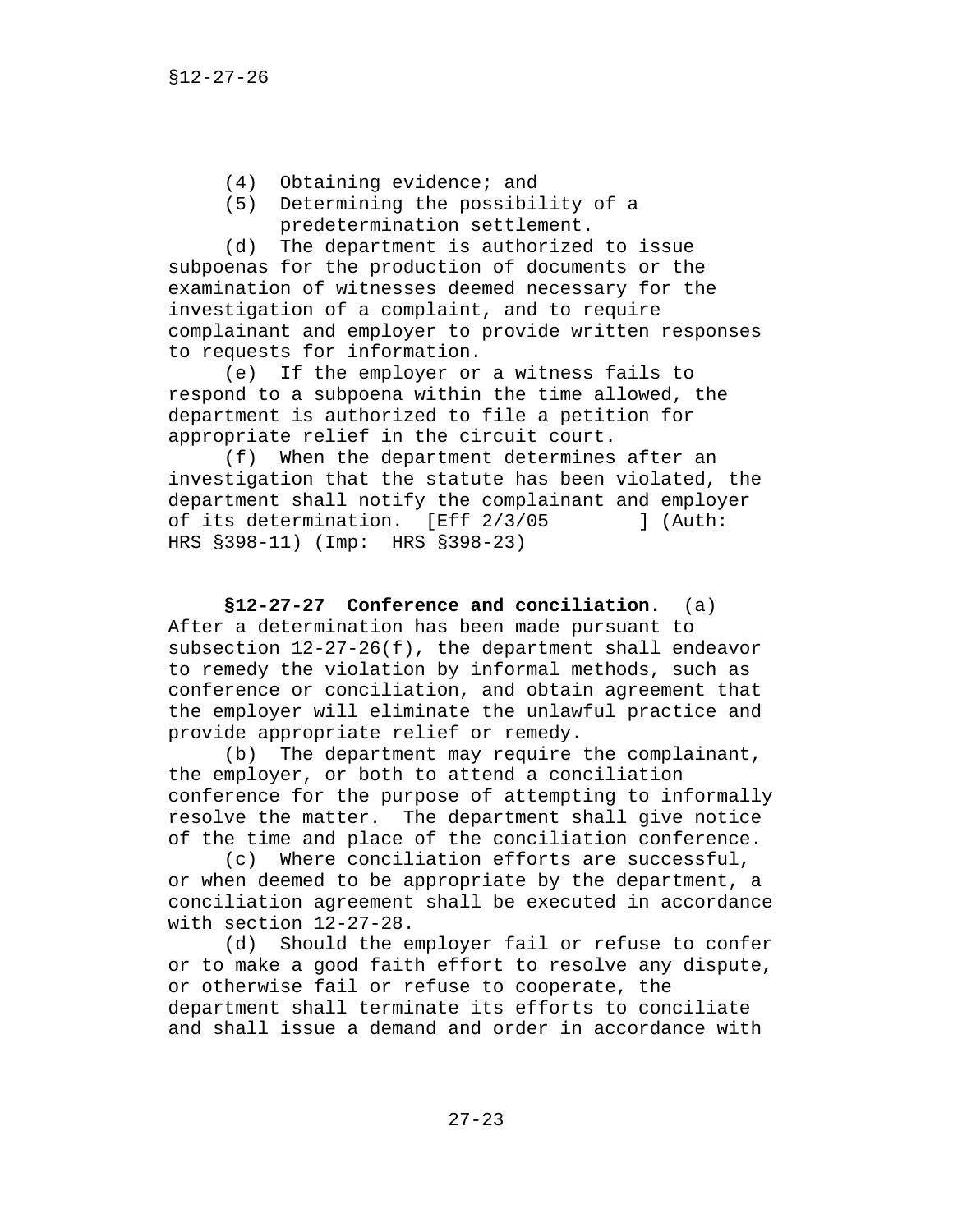(4) Obtaining evidence; and

(5) Determining the possibility of a predetermination settlement.

(d) The department is authorized to issue subpoenas for the production of documents or the examination of witnesses deemed necessary for the investigation of a complaint, and to require complainant and employer to provide written responses to requests for information.

(e) If the employer or a witness fails to respond to a subpoena within the time allowed, the department is authorized to file a petition for appropriate relief in the circuit court.

(f) When the department determines after an investigation that the statute has been violated, the department shall notify the complainant and employer of its determination. [Eff 2/3/05 ] (Auth: HRS §398-11) (Imp: HRS §398-23)

**§12-27-27 Conference and conciliation.** (a) After a determination has been made pursuant to subsection 12-27-26(f), the department shall endeavor to remedy the violation by informal methods, such as conference or conciliation, and obtain agreement that the employer will eliminate the unlawful practice and provide appropriate relief or remedy.

(b) The department may require the complainant, the employer, or both to attend a conciliation conference for the purpose of attempting to informally resolve the matter. The department shall give notice of the time and place of the conciliation conference.

(c) Where conciliation efforts are successful, or when deemed to be appropriate by the department, a conciliation agreement shall be executed in accordance with section 12-27-28.

(d) Should the employer fail or refuse to confer or to make a good faith effort to resolve any dispute, or otherwise fail or refuse to cooperate, the department shall terminate its efforts to conciliate and shall issue a demand and order in accordance with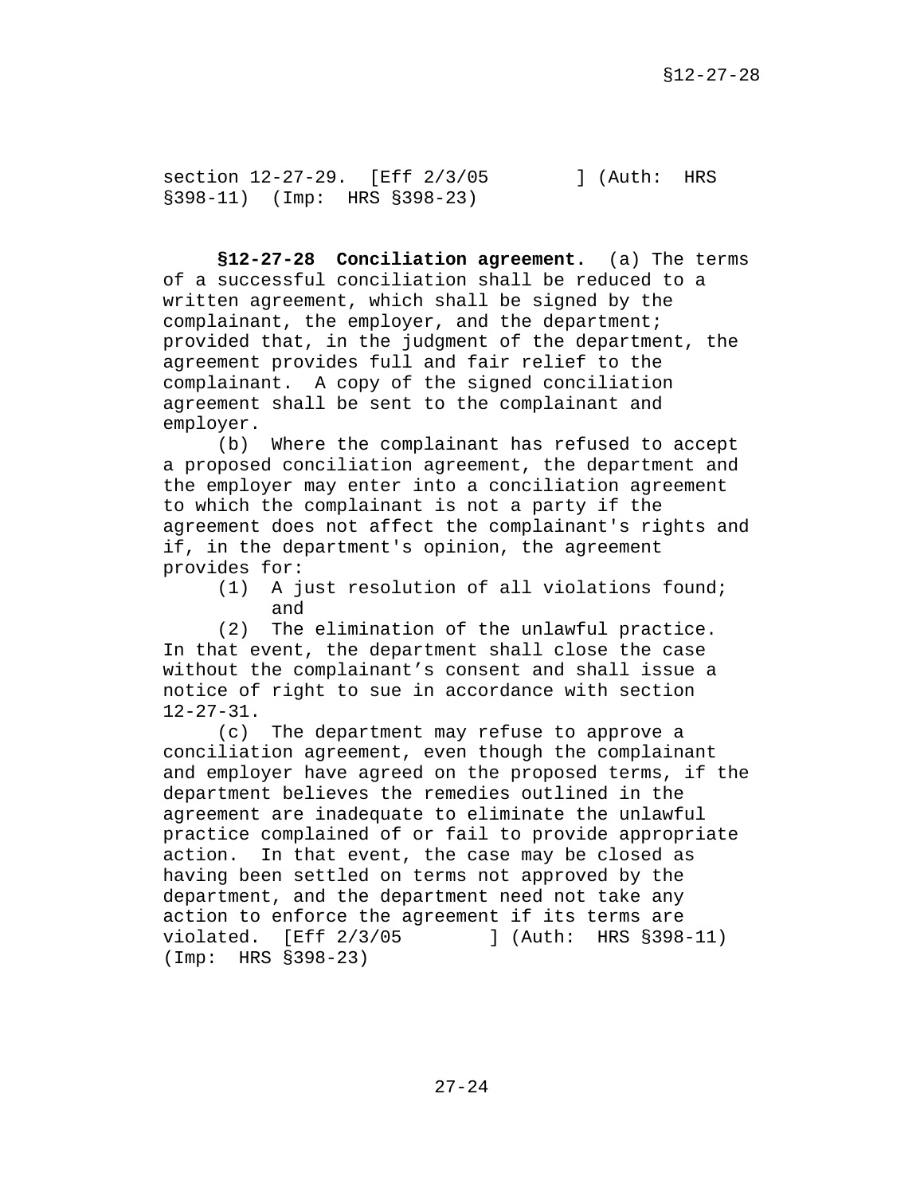section 12-27-29. [Eff 2/3/05 ] (Auth: HRS §398-11) (Imp: HRS §398-23)

**§12-27-28 Conciliation agreement.** (a) The terms of a successful conciliation shall be reduced to a written agreement, which shall be signed by the complainant, the employer, and the department; provided that, in the judgment of the department, the agreement provides full and fair relief to the complainant. A copy of the signed conciliation agreement shall be sent to the complainant and employer.

(b) Where the complainant has refused to accept a proposed conciliation agreement, the department and the employer may enter into a conciliation agreement to which the complainant is not a party if the agreement does not affect the complainant's rights and if, in the department's opinion, the agreement provides for:

(1) A just resolution of all violations found; and

(2) The elimination of the unlawful practice.

In that event, the department shall close the case without the complainant's consent and shall issue a notice of right to sue in accordance with section 12-27-31.

(c) The department may refuse to approve a conciliation agreement, even though the complainant and employer have agreed on the proposed terms, if the department believes the remedies outlined in the agreement are inadequate to eliminate the unlawful practice complained of or fail to provide appropriate action. In that event, the case may be closed as having been settled on terms not approved by the department, and the department need not take any action to enforce the agreement if its terms are violated. [Eff 2/3/05 ] (Auth: HRS §398-11) (Imp: HRS §398-23)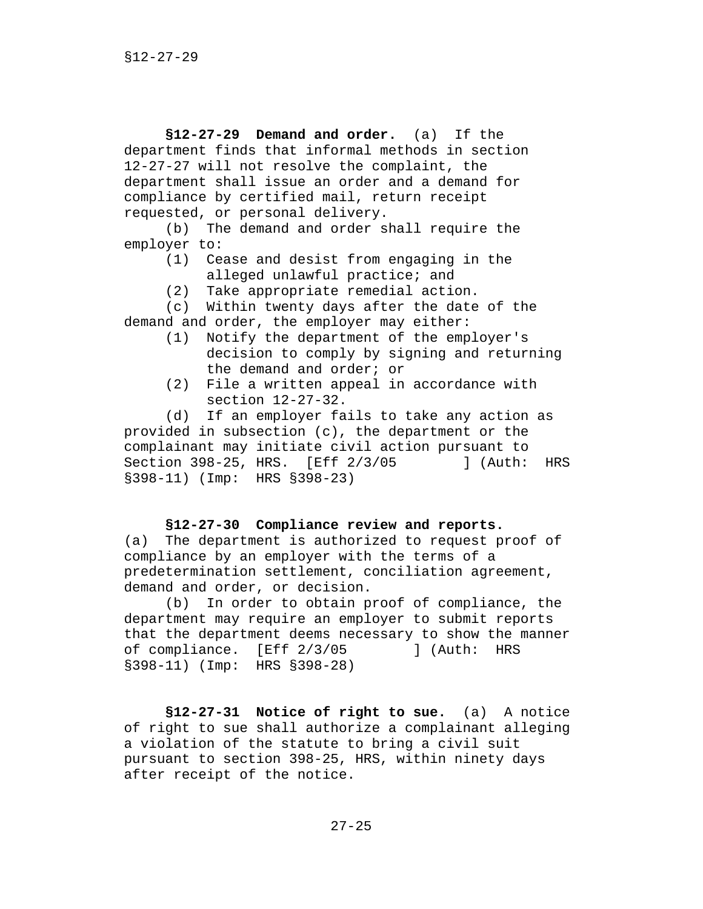**§12-27-29 Demand and order.** (a) If the department finds that informal methods in section 12-27-27 will not resolve the complaint, the department shall issue an order and a demand for compliance by certified mail, return receipt requested, or personal delivery.

(b) The demand and order shall require the employer to:

(1) Cease and desist from engaging in the alleged unlawful practice; and
(2) Take appropriate remedial action.

(c) Within twenty days after the date of the demand and order, the employer may either:

(1) Notify the department of the employer's decision to comply by signing and returning the demand and order; or
(2) File a written appeal in accordance with section 12-27-32.

(d) If an employer fails to take any action as provided in subsection (c), the department or the complainant may initiate civil action pursuant to Section 398-25, HRS. [Eff 2/3/05 ] (Auth: HRS §398-11) (Imp: HRS §398-23)

**§12-27-30 Compliance review and reports.** (a) The department is authorized to request proof of compliance by an employer with the terms of a predetermination settlement, conciliation agreement, demand and order, or decision.

(b) In order to obtain proof of compliance, the department may require an employer to submit reports that the department deems necessary to show the manner of compliance. [Eff 2/3/05 ] (Auth: HRS §398-11) (Imp: HRS §398-28)

**§12-27-31 Notice of right to sue.** (a) A notice of right to sue shall authorize a complainant alleging a violation of the statute to bring a civil suit pursuant to section 398-25, HRS, within ninety days after receipt of the notice.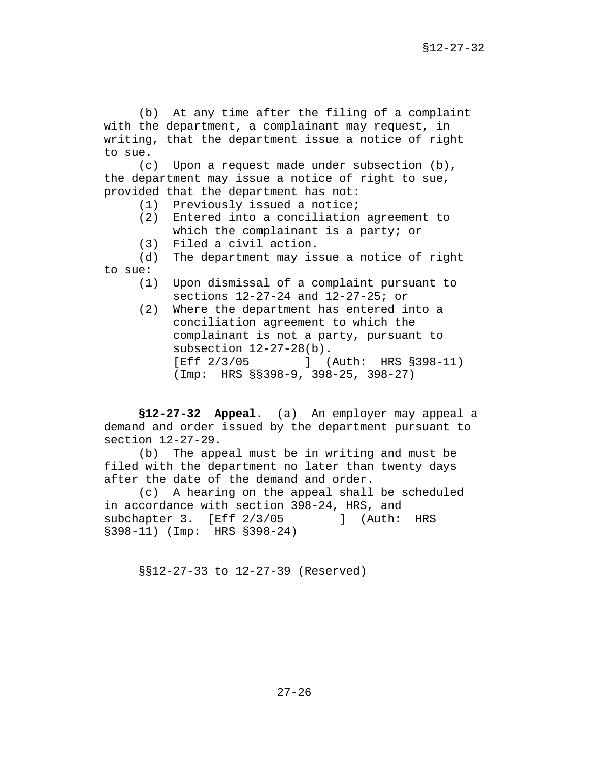(b) At any time after the filing of a complaint with the department, a complainant may request, in writing, that the department issue a notice of right to sue.

(c) Upon a request made under subsection (b), the department may issue a notice of right to sue, provided that the department has not:

(1) Previously issued a notice;
(2) Entered into a conciliation agreement to which the complainant is a party; or
(3) Filed a civil action.

(d) The department may issue a notice of right to sue:

(1) Upon dismissal of a complaint pursuant to sections 12-27-24 and 12-27-25; or
(2) Where the department has entered into a conciliation agreement to which the complainant is not a party, pursuant to subsection 12-27-28(b).
[Eff 2/3/05 ] (Auth: HRS §398-11) (Imp: HRS §§398-9, 398-25, 398-27)

**§12-27-32 Appeal.** (a) An employer may appeal a demand and order issued by the department pursuant to section 12-27-29.

(b) The appeal must be in writing and must be filed with the department no later than twenty days after the date of the demand and order.

(c) A hearing on the appeal shall be scheduled in accordance with section 398-24, HRS, and subchapter 3. [Eff 2/3/05 ] (Auth: HRS §398-11) (Imp: HRS §398-24)

§§12-27-33 to 12-27-39 (Reserved)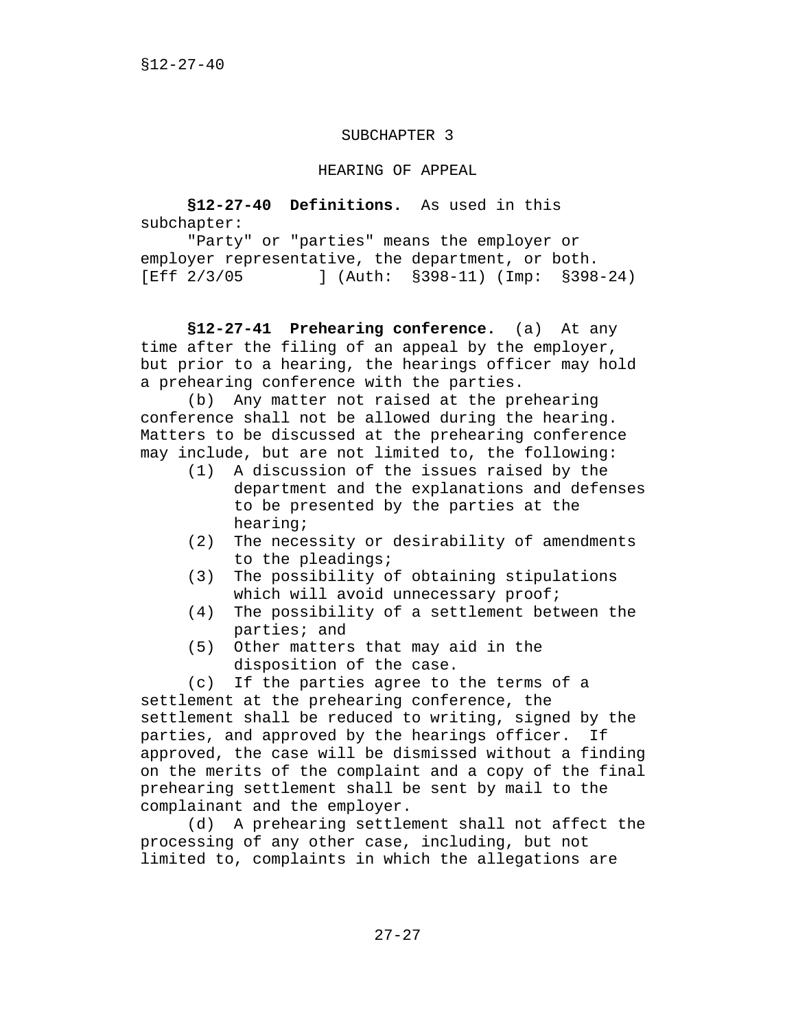SUBCHAPTER 3

HEARING OF APPEAL

**§12-27-40 Definitions.** As used in this subchapter:

"Party" or "parties" means the employer or employer representative, the department, or both. [Eff 2/3/05 ] (Auth: §398-11) (Imp: §398-24)

**§12-27-41 Prehearing conference.** (a) At any time after the filing of an appeal by the employer, but prior to a hearing, the hearings officer may hold a prehearing conference with the parties.

(b) Any matter not raised at the prehearing conference shall not be allowed during the hearing. Matters to be discussed at the prehearing conference may include, but are not limited to, the following:

(1) A discussion of the issues raised by the department and the explanations and defenses to be presented by the parties at the hearing;
(2) The necessity or desirability of amendments to the pleadings;
(3) The possibility of obtaining stipulations which will avoid unnecessary proof;
(4) The possibility of a settlement between the parties; and
(5) Other matters that may aid in the disposition of the case.

(c) If the parties agree to the terms of a settlement at the prehearing conference, the settlement shall be reduced to writing, signed by the parties, and approved by the hearings officer. If approved, the case will be dismissed without a finding on the merits of the complaint and a copy of the final prehearing settlement shall be sent by mail to the complainant and the employer.

(d) A prehearing settlement shall not affect the processing of any other case, including, but not limited to, complaints in which the allegations are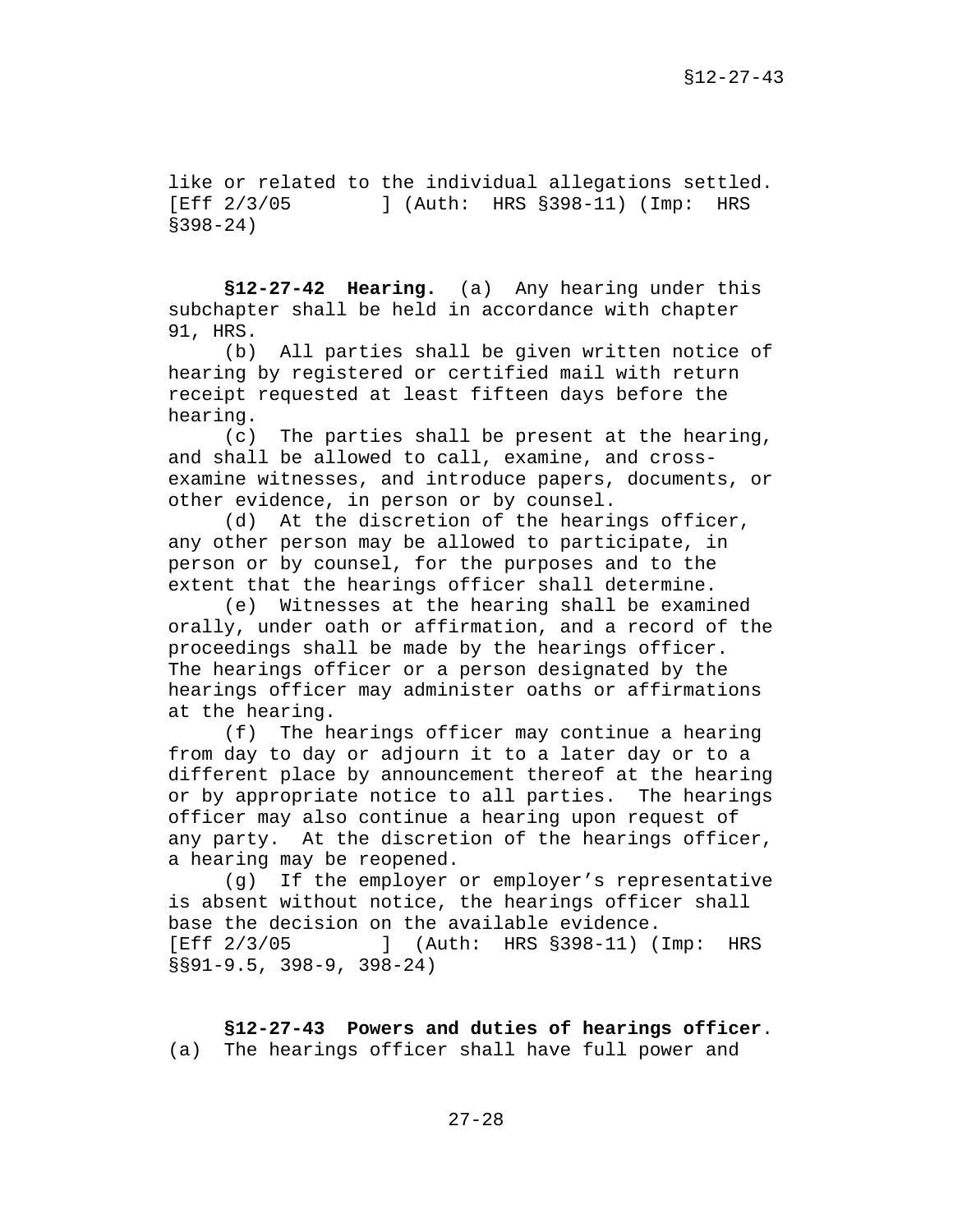like or related to the individual allegations settled. [Eff 2/3/05 ] (Auth: HRS §398-11) (Imp: HRS §398-24)

**§12-27-42 Hearing.** (a) Any hearing under this subchapter shall be held in accordance with chapter 91, HRS.

(b) All parties shall be given written notice of hearing by registered or certified mail with return receipt requested at least fifteen days before the hearing.

(c) The parties shall be present at the hearing, and shall be allowed to call, examine, and cross-examine witnesses, and introduce papers, documents, or other evidence, in person or by counsel.

(d) At the discretion of the hearings officer, any other person may be allowed to participate, in person or by counsel, for the purposes and to the extent that the hearings officer shall determine.

(e) Witnesses at the hearing shall be examined orally, under oath or affirmation, and a record of the proceedings shall be made by the hearings officer. The hearings officer or a person designated by the hearings officer may administer oaths or affirmations at the hearing.

(f) The hearings officer may continue a hearing from day to day or adjourn it to a later day or to a different place by announcement thereof at the hearing or by appropriate notice to all parties. The hearings officer may also continue a hearing upon request of any party. At the discretion of the hearings officer, a hearing may be reopened.

(g) If the employer or employer's representative is absent without notice, the hearings officer shall base the decision on the available evidence. [Eff 2/3/05 ] (Auth: HRS §398-11) (Imp: HRS §§91-9.5, 398-9, 398-24)

**§12-27-43 Powers and duties of hearings officer.** (a) The hearings officer shall have full power and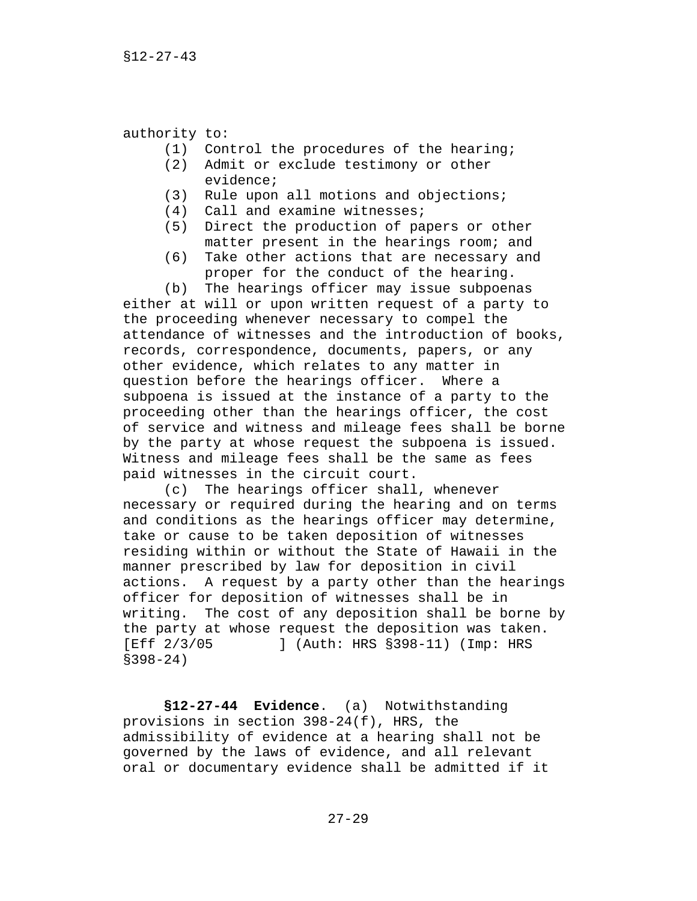authority to:

(1) Control the procedures of the hearing;
(2) Admit or exclude testimony or other evidence;
(3) Rule upon all motions and objections;
(4) Call and examine witnesses;
(5) Direct the production of papers or other matter present in the hearings room; and
(6) Take other actions that are necessary and proper for the conduct of the hearing.

(b) The hearings officer may issue subpoenas either at will or upon written request of a party to the proceeding whenever necessary to compel the attendance of witnesses and the introduction of books, records, correspondence, documents, papers, or any other evidence, which relates to any matter in question before the hearings officer. Where a subpoena is issued at the instance of a party to the proceeding other than the hearings officer, the cost of service and witness and mileage fees shall be borne by the party at whose request the subpoena is issued. Witness and mileage fees shall be the same as fees paid witnesses in the circuit court.

(c) The hearings officer shall, whenever necessary or required during the hearing and on terms and conditions as the hearings officer may determine, take or cause to be taken deposition of witnesses residing within or without the State of Hawaii in the manner prescribed by law for deposition in civil actions. A request by a party other than the hearings officer for deposition of witnesses shall be in writing. The cost of any deposition shall be borne by the party at whose request the deposition was taken. [Eff 2/3/05 ] (Auth: HRS §398-11) (Imp: HRS §398-24)

**§12-27-44 Evidence**. (a) Notwithstanding provisions in section 398-24(f), HRS, the admissibility of evidence at a hearing shall not be governed by the laws of evidence, and all relevant oral or documentary evidence shall be admitted if it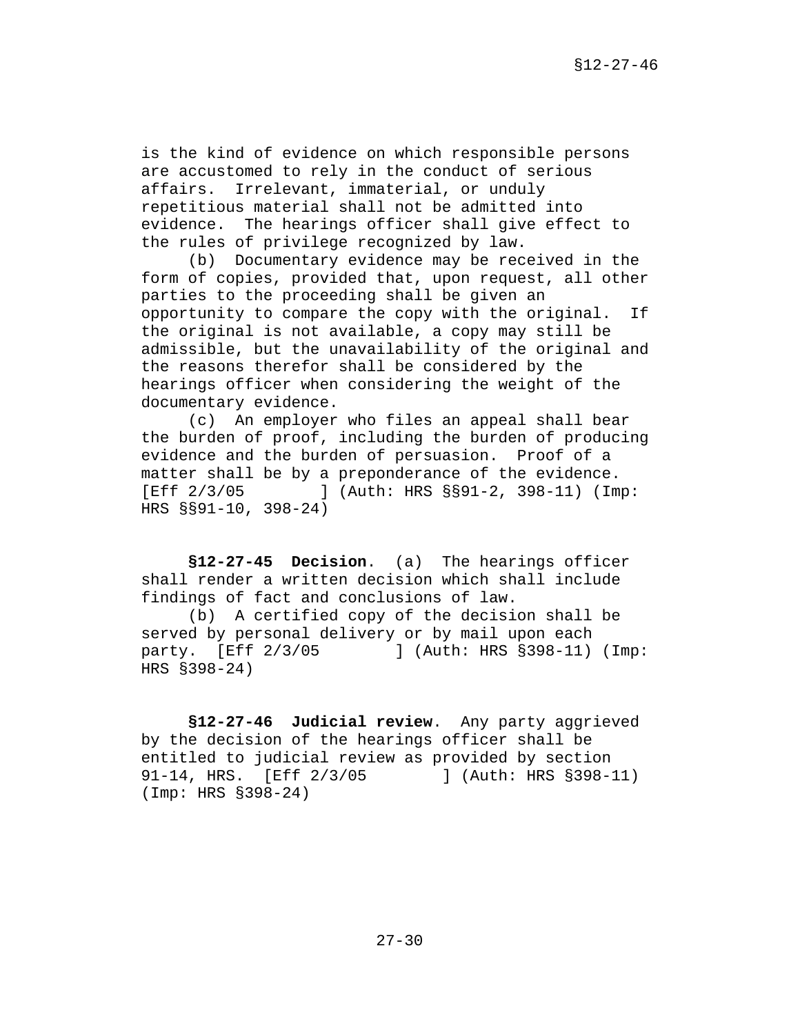is the kind of evidence on which responsible persons are accustomed to rely in the conduct of serious affairs. Irrelevant, immaterial, or unduly repetitious material shall not be admitted into evidence. The hearings officer shall give effect to the rules of privilege recognized by law.

(b) Documentary evidence may be received in the form of copies, provided that, upon request, all other parties to the proceeding shall be given an opportunity to compare the copy with the original. If the original is not available, a copy may still be admissible, but the unavailability of the original and the reasons therefor shall be considered by the hearings officer when considering the weight of the documentary evidence.

(c) An employer who files an appeal shall bear the burden of proof, including the burden of producing evidence and the burden of persuasion. Proof of a matter shall be by a preponderance of the evidence. [Eff 2/3/05 ] (Auth: HRS §§91-2, 398-11) (Imp: HRS §§91-10, 398-24)

**§12-27-45 Decision**. (a) The hearings officer shall render a written decision which shall include findings of fact and conclusions of law.

(b) A certified copy of the decision shall be served by personal delivery or by mail upon each party. [Eff 2/3/05 ] (Auth: HRS §398-11) (Imp: HRS §398-24)

**§12-27-46 Judicial review**. Any party aggrieved by the decision of the hearings officer shall be entitled to judicial review as provided by section 91-14, HRS. [Eff 2/3/05 ] (Auth: HRS §398-11) (Imp: HRS §398-24)